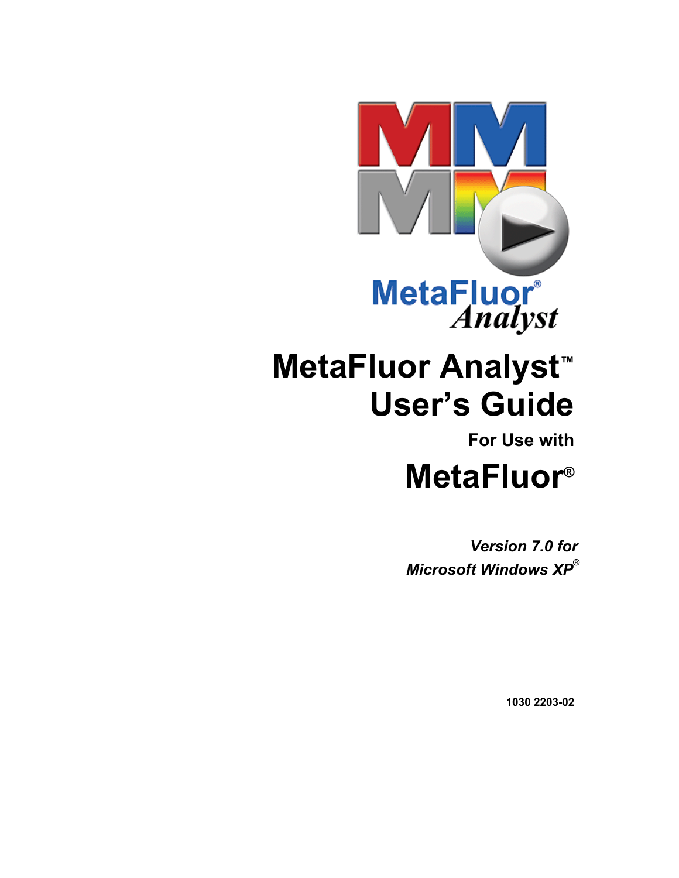# MetaFluor Analyst™ User's Guide

**For Use with**

# MetaFluor®

***Version 7.0 for Microsoft Windows XP®***

**1030 2203-02**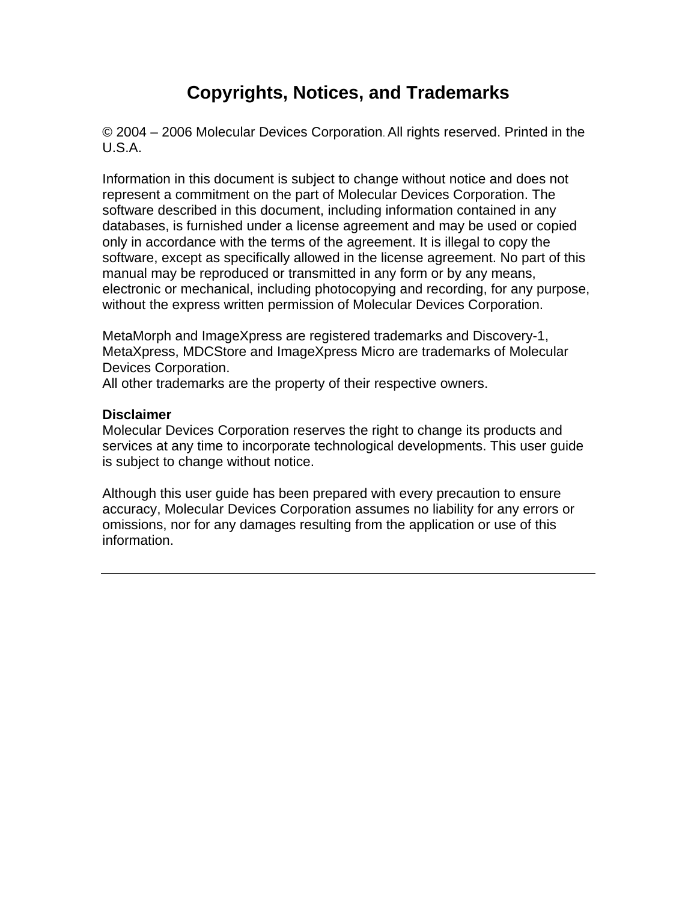# Copyrights, Notices, and Trademarks

© 2004 – 2006 Molecular Devices Corporation. All rights reserved. Printed in the U.S.A.

Information in this document is subject to change without notice and does not represent a commitment on the part of Molecular Devices Corporation. The software described in this document, including information contained in any databases, is furnished under a license agreement and may be used or copied only in accordance with the terms of the agreement. It is illegal to copy the software, except as specifically allowed in the license agreement. No part of this manual may be reproduced or transmitted in any form or by any means, electronic or mechanical, including photocopying and recording, for any purpose, without the express written permission of Molecular Devices Corporation.

MetaMorph and ImageXpress are registered trademarks and Discovery-1, MetaXpress, MDCStore and ImageXpress Micro are trademarks of Molecular Devices Corporation.
All other trademarks are the property of their respective owners.

**Disclaimer**
Molecular Devices Corporation reserves the right to change its products and services at any time to incorporate technological developments. This user guide is subject to change without notice.

Although this user guide has been prepared with every precaution to ensure accuracy, Molecular Devices Corporation assumes no liability for any errors or omissions, nor for any damages resulting from the application or use of this information.

---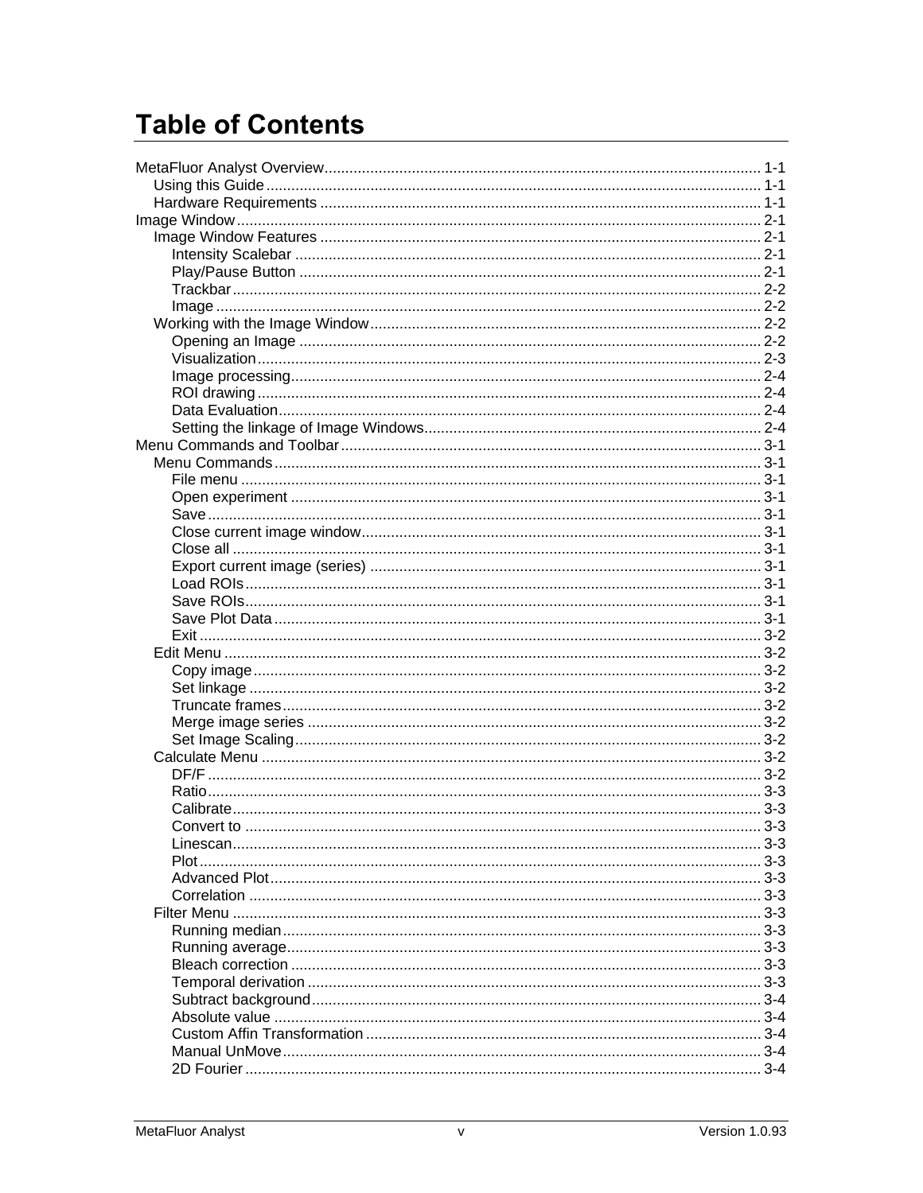# Table of Contents

MetaFluor Analyst Overview ........................................................ 1-1
- Using this Guide ........................................................ 1-1
- Hardware Requirements ........................................................ 1-1

Image Window ........................................................ 2-1
- Image Window Features ........................................................ 2-1
  - Intensity Scalebar ........................................................ 2-1
  - Play/Pause Button ........................................................ 2-1
  - Trackbar ........................................................ 2-2
  - Image ........................................................ 2-2
- Working with the Image Window ........................................................ 2-2
  - Opening an Image ........................................................ 2-2
  - Visualization ........................................................ 2-3
  - Image processing ........................................................ 2-4
  - ROI drawing ........................................................ 2-4
  - Data Evaluation ........................................................ 2-4
  - Setting the linkage of Image Windows ........................................................ 2-4

Menu Commands and Toolbar ........................................................ 3-1
- Menu Commands ........................................................ 3-1
  - File menu ........................................................ 3-1
  - Open experiment ........................................................ 3-1
  - Save ........................................................ 3-1
  - Close current image window ........................................................ 3-1
  - Close all ........................................................ 3-1
  - Export current image (series) ........................................................ 3-1
  - Load ROIs ........................................................ 3-1
  - Save ROIs ........................................................ 3-1
  - Save Plot Data ........................................................ 3-1
  - Exit ........................................................ 3-2
- Edit Menu ........................................................ 3-2
  - Copy image ........................................................ 3-2
  - Set linkage ........................................................ 3-2
  - Truncate frames ........................................................ 3-2
  - Merge image series ........................................................ 3-2
  - Set Image Scaling ........................................................ 3-2
- Calculate Menu ........................................................ 3-2
  - DF/F ........................................................ 3-2
  - Ratio ........................................................ 3-3
  - Calibrate ........................................................ 3-3
  - Convert to ........................................................ 3-3
  - Linescan ........................................................ 3-3
  - Plot ........................................................ 3-3
  - Advanced Plot ........................................................ 3-3
  - Correlation ........................................................ 3-3
- Filter Menu ........................................................ 3-3
  - Running median ........................................................ 3-3
  - Running average ........................................................ 3-3
  - Bleach correction ........................................................ 3-3
  - Temporal derivation ........................................................ 3-3
  - Subtract background ........................................................ 3-4
  - Absolute value ........................................................ 3-4
  - Custom Affin Transformation ........................................................ 3-4
  - Manual UnMove ........................................................ 3-4
  - 2D Fourier ........................................................ 3-4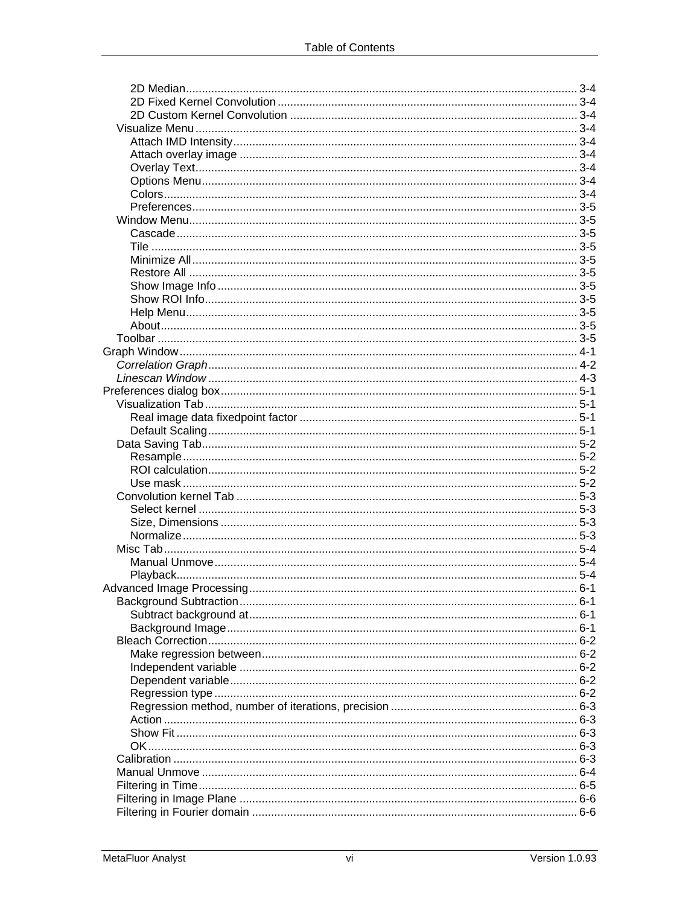- 2D Median ........ 3-4
- 2D Fixed Kernel Convolution ........ 3-4
- 2D Custom Kernel Convolution ........ 3-4
- Visualize Menu ........ 3-4
  - Attach IMD Intensity ........ 3-4
  - Attach overlay image ........ 3-4
  - Overlay Text ........ 3-4
  - Options Menu ........ 3-4
  - Colors ........ 3-4
  - Preferences ........ 3-5
- Window Menu ........ 3-5
  - Cascade ........ 3-5
  - Tile ........ 3-5
  - Minimize All ........ 3-5
  - Restore All ........ 3-5
  - Show Image Info ........ 3-5
  - Show ROI Info ........ 3-5
  - Help Menu ........ 3-5
  - About ........ 3-5
- Toolbar ........ 3-5

Graph Window ........ 4-1

- *Correlation Graph* ........ 4-2
- *Linescan Window* ........ 4-3

Preferences dialog box ........ 5-1

- Visualization Tab ........ 5-1
  - Real image data fixedpoint factor ........ 5-1
  - Default Scaling ........ 5-1
- Data Saving Tab ........ 5-2
  - Resample ........ 5-2
  - ROI calculation ........ 5-2
  - Use mask ........ 5-2
- Convolution kernel Tab ........ 5-3
  - Select kernel ........ 5-3
  - Size, Dimensions ........ 5-3
  - Normalize ........ 5-3
- Misc Tab ........ 5-4
  - Manual Unmove ........ 5-4
  - Playback ........ 5-4

Advanced Image Processing ........ 6-1

- Background Subtraction ........ 6-1
  - Subtract background at ........ 6-1
  - Background Image ........ 6-1
- Bleach Correction ........ 6-2
  - Make regression between ........ 6-2
  - Independent variable ........ 6-2
  - Dependent variable ........ 6-2
  - Regression type ........ 6-2
  - Regression method, number of iterations, precision ........ 6-3
  - Action ........ 6-3
  - Show Fit ........ 6-3
  - OK ........ 6-3
- Calibration ........ 6-3
- Manual Unmove ........ 6-4
- Filtering in Time ........ 6-5
- Filtering in Image Plane ........ 6-6
- Filtering in Fourier domain ........ 6-6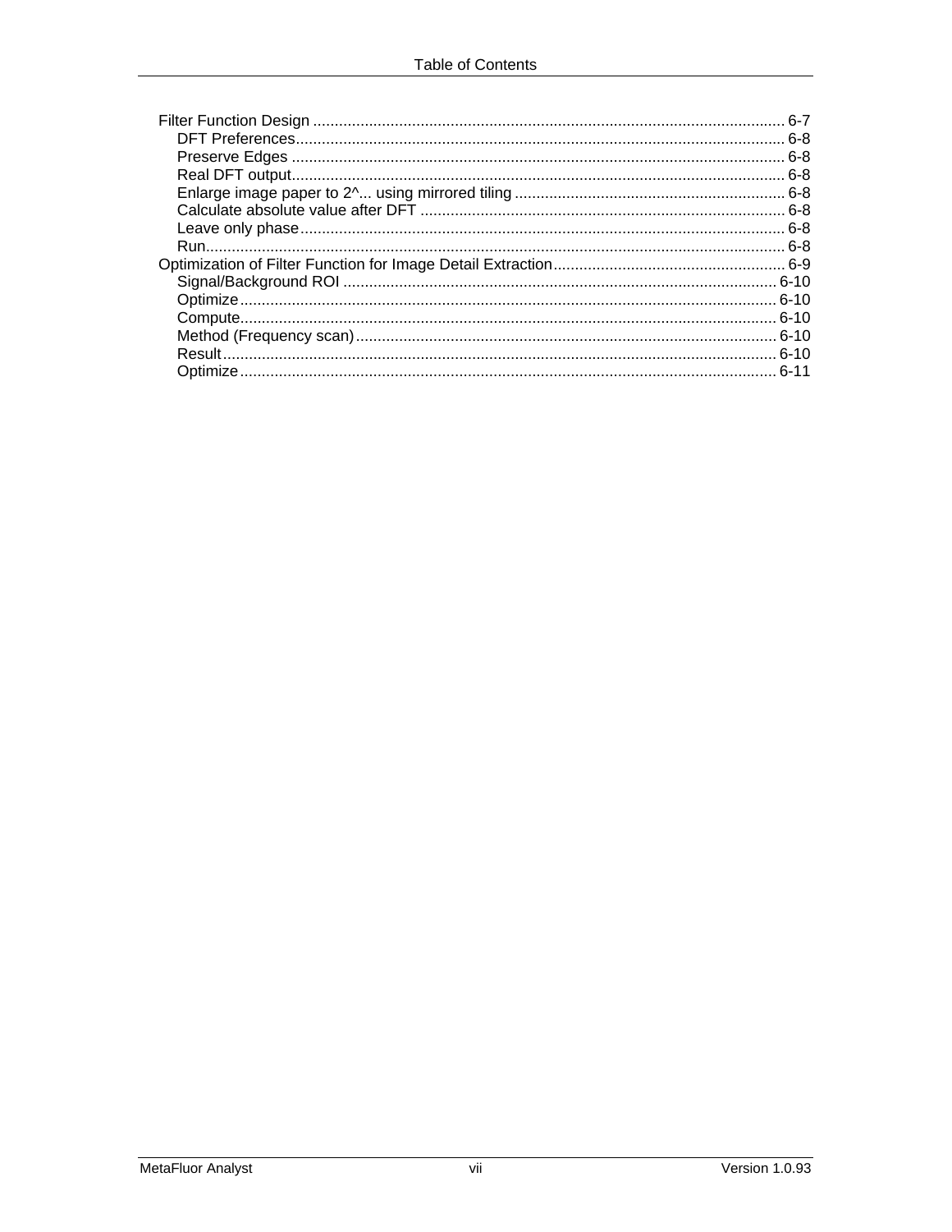- Filter Function Design ........................................ 6-7
  - DFT Preferences ........................................ 6-8
  - Preserve Edges ........................................ 6-8
  - Real DFT output ........................................ 6-8
  - Enlarge image paper to 2^... using mirrored tiling ........................................ 6-8
  - Calculate absolute value after DFT ........................................ 6-8
  - Leave only phase ........................................ 6-8
  - Run ........................................ 6-8
- Optimization of Filter Function for Image Detail Extraction ........................................ 6-9
  - Signal/Background ROI ........................................ 6-10
  - Optimize ........................................ 6-10
  - Compute ........................................ 6-10
  - Method (Frequency scan) ........................................ 6-10
  - Result ........................................ 6-10
  - Optimize ........................................ 6-11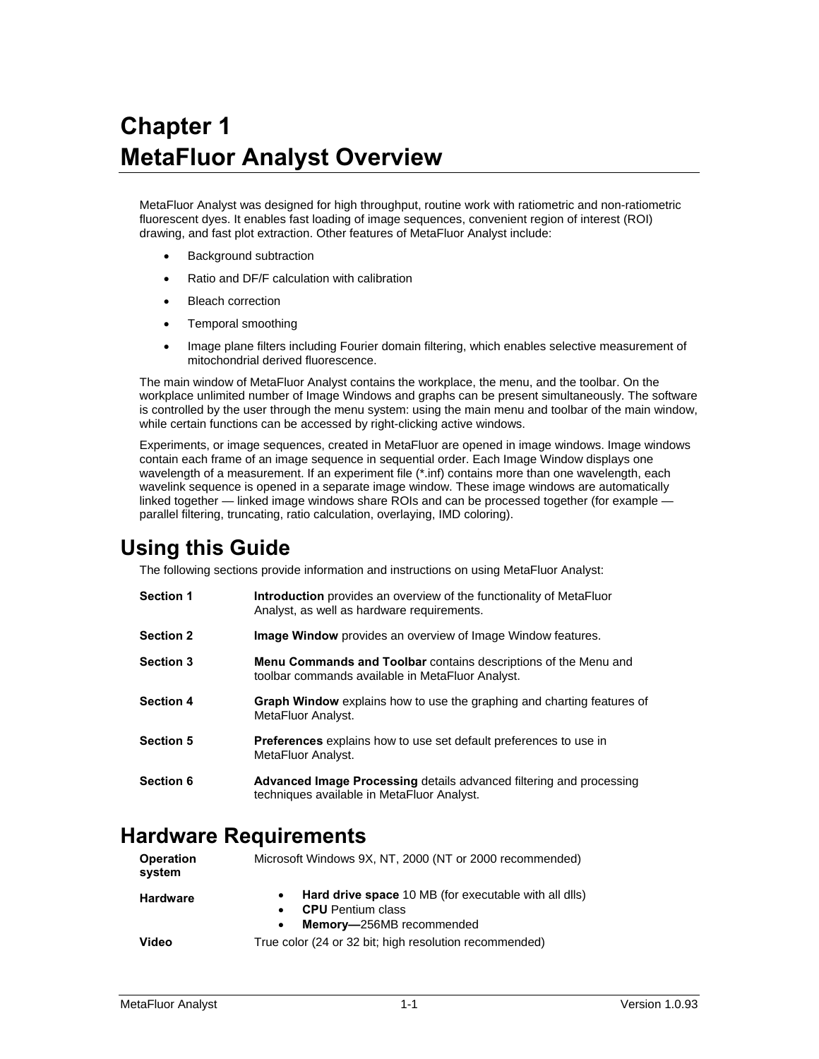# Chapter 1
# MetaFluor Analyst Overview

MetaFluor Analyst was designed for high throughput, routine work with ratiometric and non-ratiometric fluorescent dyes. It enables fast loading of image sequences, convenient region of interest (ROI) drawing, and fast plot extraction. Other features of MetaFluor Analyst include:

- Background subtraction
- Ratio and DF/F calculation with calibration
- Bleach correction
- Temporal smoothing
- Image plane filters including Fourier domain filtering, which enables selective measurement of mitochondrial derived fluorescence.

The main window of MetaFluor Analyst contains the workplace, the menu, and the toolbar. On the workplace unlimited number of Image Windows and graphs can be present simultaneously. The software is controlled by the user through the menu system: using the main menu and toolbar of the main window, while certain functions can be accessed by right-clicking active windows.

Experiments, or image sequences, created in MetaFluor are opened in image windows. Image windows contain each frame of an image sequence in sequential order. Each Image Window displays one wavelength of a measurement. If an experiment file (*.inf) contains more than one wavelength, each wavelink sequence is opened in a separate image window. These image windows are automatically linked together — linked image windows share ROIs and can be processed together (for example — parallel filtering, truncating, ratio calculation, overlaying, IMD coloring).

## Using this Guide

The following sections provide information and instructions on using MetaFluor Analyst:

| | |
|---|---|
| **Section 1** | **Introduction** provides an overview of the functionality of MetaFluor Analyst, as well as hardware requirements. |
| **Section 2** | **Image Window** provides an overview of Image Window features. |
| **Section 3** | **Menu Commands and Toolbar** contains descriptions of the Menu and toolbar commands available in MetaFluor Analyst. |
| **Section 4** | **Graph Window** explains how to use the graphing and charting features of MetaFluor Analyst. |
| **Section 5** | **Preferences** explains how to use set default preferences to use in MetaFluor Analyst. |
| **Section 6** | **Advanced Image Processing** details advanced filtering and processing techniques available in MetaFluor Analyst. |

## Hardware Requirements

| | |
|---|---|
| **Operation system** | Microsoft Windows 9X, NT, 2000 (NT or 2000 recommended) |
| **Hardware** | • **Hard drive space** 10 MB (for executable with all dlls)<br>• **CPU** Pentium class<br>• **Memory—**256MB recommended |
| **Video** | True color (24 or 32 bit; high resolution recommended) |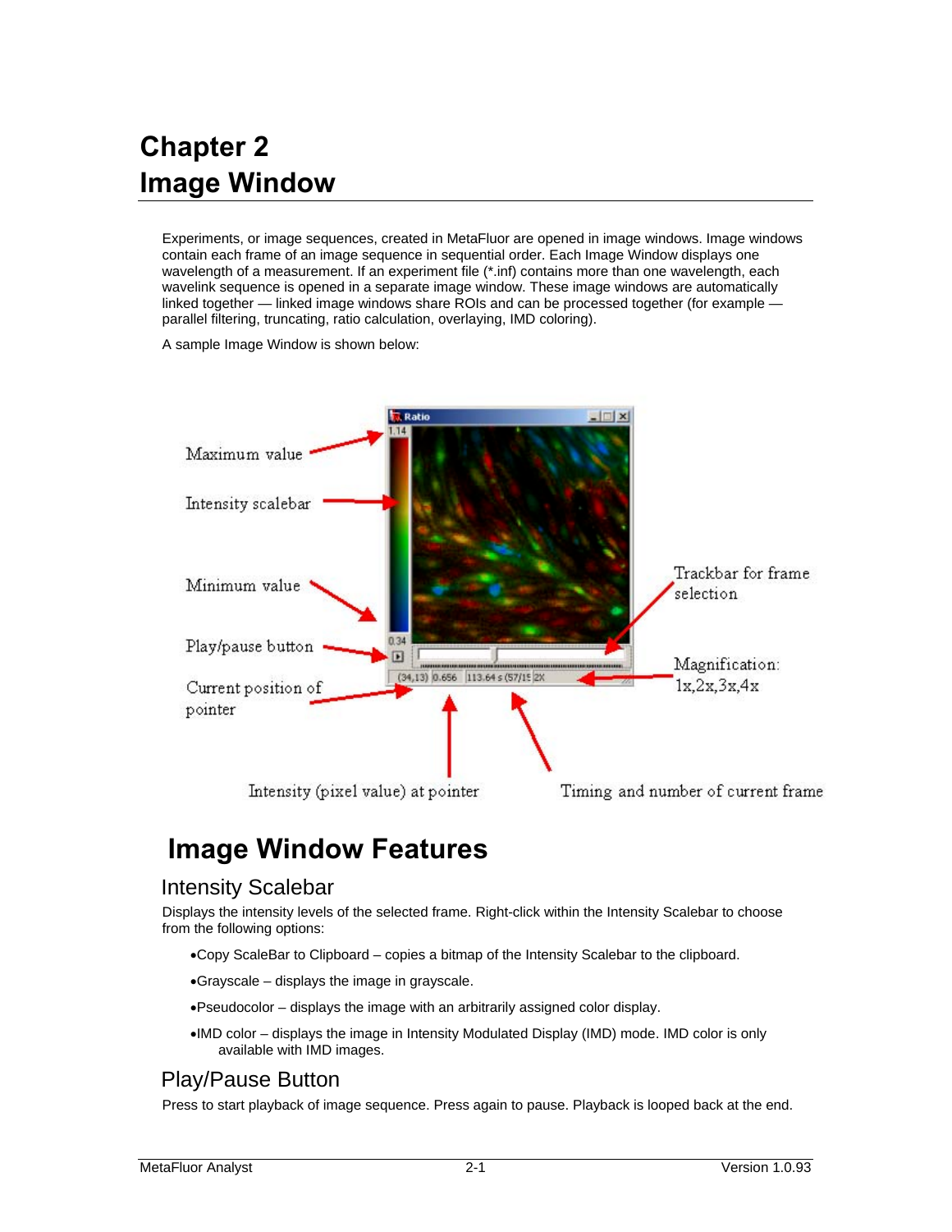# Chapter 2
# Image Window

Experiments, or image sequences, created in MetaFluor are opened in image windows. Image windows contain each frame of an image sequence in sequential order. Each Image Window displays one wavelength of a measurement. If an experiment file (*.inf) contains more than one wavelength, each wavelink sequence is opened in a separate image window. These image windows are automatically linked together — linked image windows share ROIs and can be processed together (for example — parallel filtering, truncating, ratio calculation, overlaying, IMD coloring).

A sample Image Window is shown below:

Maximum value

Intensity scalebar

Minimum value

Play/pause button

Current position of pointer

Intensity (pixel value) at pointer

Timing and number of current frame

Trackbar for frame selection

Magnification: 1x,2x,3x,4x

## Image Window Features

### Intensity Scalebar

Displays the intensity levels of the selected frame. Right-click within the Intensity Scalebar to choose from the following options:

- Copy ScaleBar to Clipboard – copies a bitmap of the Intensity Scalebar to the clipboard.
- Grayscale – displays the image in grayscale.
- Pseudocolor – displays the image with an arbitrarily assigned color display.
- IMD color – displays the image in Intensity Modulated Display (IMD) mode. IMD color is only available with IMD images.

### Play/Pause Button

Press to start playback of image sequence. Press again to pause. Playback is looped back at the end.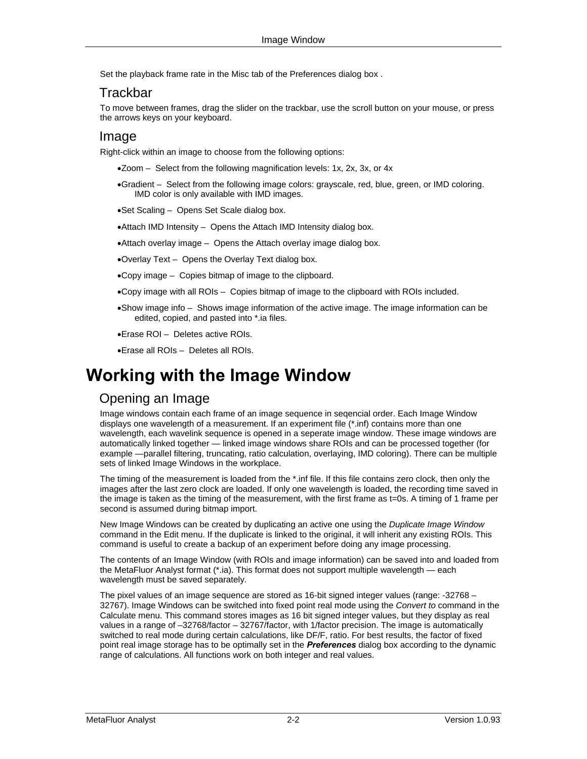Set the playback frame rate in the Misc tab of the Preferences dialog box .

## Trackbar

To move between frames, drag the slider on the trackbar, use the scroll button on your mouse, or press the arrows keys on your keyboard.

## Image

Right-click within an image to choose from the following options:

- Zoom – Select from the following magnification levels: 1x, 2x, 3x, or 4x
- Gradient – Select from the following image colors: grayscale, red, blue, green, or IMD coloring. IMD color is only available with IMD images.
- Set Scaling – Opens Set Scale dialog box.
- Attach IMD Intensity – Opens the Attach IMD Intensity dialog box.
- Attach overlay image – Opens the Attach overlay image dialog box.
- Overlay Text – Opens the Overlay Text dialog box.
- Copy image – Copies bitmap of image to the clipboard.
- Copy image with all ROIs – Copies bitmap of image to the clipboard with ROIs included.
- Show image info – Shows image information of the active image. The image information can be edited, copied, and pasted into *.ia files.
- Erase ROI – Deletes active ROIs.
- Erase all ROIs – Deletes all ROIs.

# Working with the Image Window

## Opening an Image

Image windows contain each frame of an image sequence in seqencial order. Each Image Window displays one wavelength of a measurement. If an experiment file (*.inf) contains more than one wavelength, each wavelink sequence is opened in a seperate image window. These image windows are automatically linked together — linked image windows share ROIs and can be processed together (for example —parallel filtering, truncating, ratio calculation, overlaying, IMD coloring). There can be multiple sets of linked Image Windows in the workplace.

The timing of the measurement is loaded from the *.inf file. If this file contains zero clock, then only the images after the last zero clock are loaded. If only one wavelength is loaded, the recording time saved in the image is taken as the timing of the measurement, with the first frame as t=0s. A timing of 1 frame per second is assumed during bitmap import.

New Image Windows can be created by duplicating an active one using the *Duplicate Image Window* command in the Edit menu. If the duplicate is linked to the original, it will inherit any existing ROIs. This command is useful to create a backup of an experiment before doing any image processing.

The contents of an Image Window (with ROIs and image information) can be saved into and loaded from the MetaFluor Analyst format (*.ia). This format does not support multiple wavelength — each wavelength must be saved separately.

The pixel values of an image sequence are stored as 16-bit signed integer values (range: -32768 – 32767). Image Windows can be switched into fixed point real mode using the *Convert to* command in the Calculate menu. This command stores images as 16 bit signed integer values, but they display as real values in a range of –32768/factor – 32767/factor, with 1/factor precision. The image is automatically switched to real mode during certain calculations, like DF/F, ratio. For best results, the factor of fixed point real image storage has to be optimally set in the ***Preferences*** dialog box according to the dynamic range of calculations. All functions work on both integer and real values.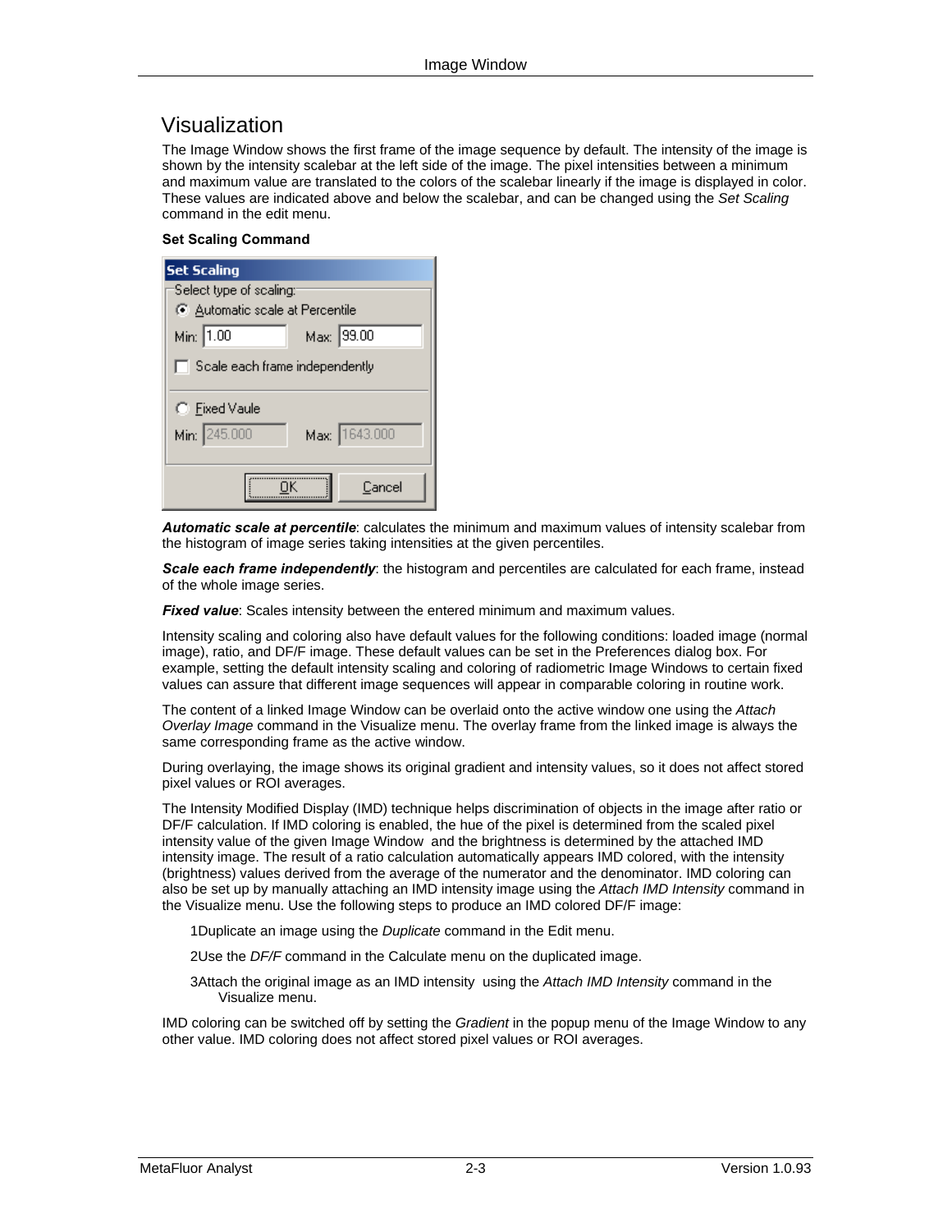## Visualization

The Image Window shows the first frame of the image sequence by default. The intensity of the image is shown by the intensity scalebar at the left side of the image. The pixel intensities between a minimum and maximum value are translated to the colors of the scalebar linearly if the image is displayed in color. These values are indicated above and below the scalebar, and can be changed using the *Set Scaling* command in the edit menu.

**Set Scaling Command**

***Automatic scale at percentile***: calculates the minimum and maximum values of intensity scalebar from the histogram of image series taking intensities at the given percentiles.

***Scale each frame independently***: the histogram and percentiles are calculated for each frame, instead of the whole image series.

***Fixed value***: Scales intensity between the entered minimum and maximum values.

Intensity scaling and coloring also have default values for the following conditions: loaded image (normal image), ratio, and DF/F image. These default values can be set in the Preferences dialog box. For example, setting the default intensity scaling and coloring of radiometric Image Windows to certain fixed values can assure that different image sequences will appear in comparable coloring in routine work.

The content of a linked Image Window can be overlaid onto the active window one using the *Attach Overlay Image* command in the Visualize menu. The overlay frame from the linked image is always the same corresponding frame as the active window.

During overlaying, the image shows its original gradient and intensity values, so it does not affect stored pixel values or ROI averages.

The Intensity Modified Display (IMD) technique helps discrimination of objects in the image after ratio or DF/F calculation. If IMD coloring is enabled, the hue of the pixel is determined from the scaled pixel intensity value of the given Image Window and the brightness is determined by the attached IMD intensity image. The result of a ratio calculation automatically appears IMD colored, with the intensity (brightness) values derived from the average of the numerator and the denominator. IMD coloring can also be set up by manually attaching an IMD intensity image using the *Attach IMD Intensity* command in the Visualize menu. Use the following steps to produce an IMD colored DF/F image:

1Duplicate an image using the *Duplicate* command in the Edit menu.

2Use the *DF/F* command in the Calculate menu on the duplicated image.

3Attach the original image as an IMD intensity using the *Attach IMD Intensity* command in the Visualize menu.

IMD coloring can be switched off by setting the *Gradient* in the popup menu of the Image Window to any other value. IMD coloring does not affect stored pixel values or ROI averages.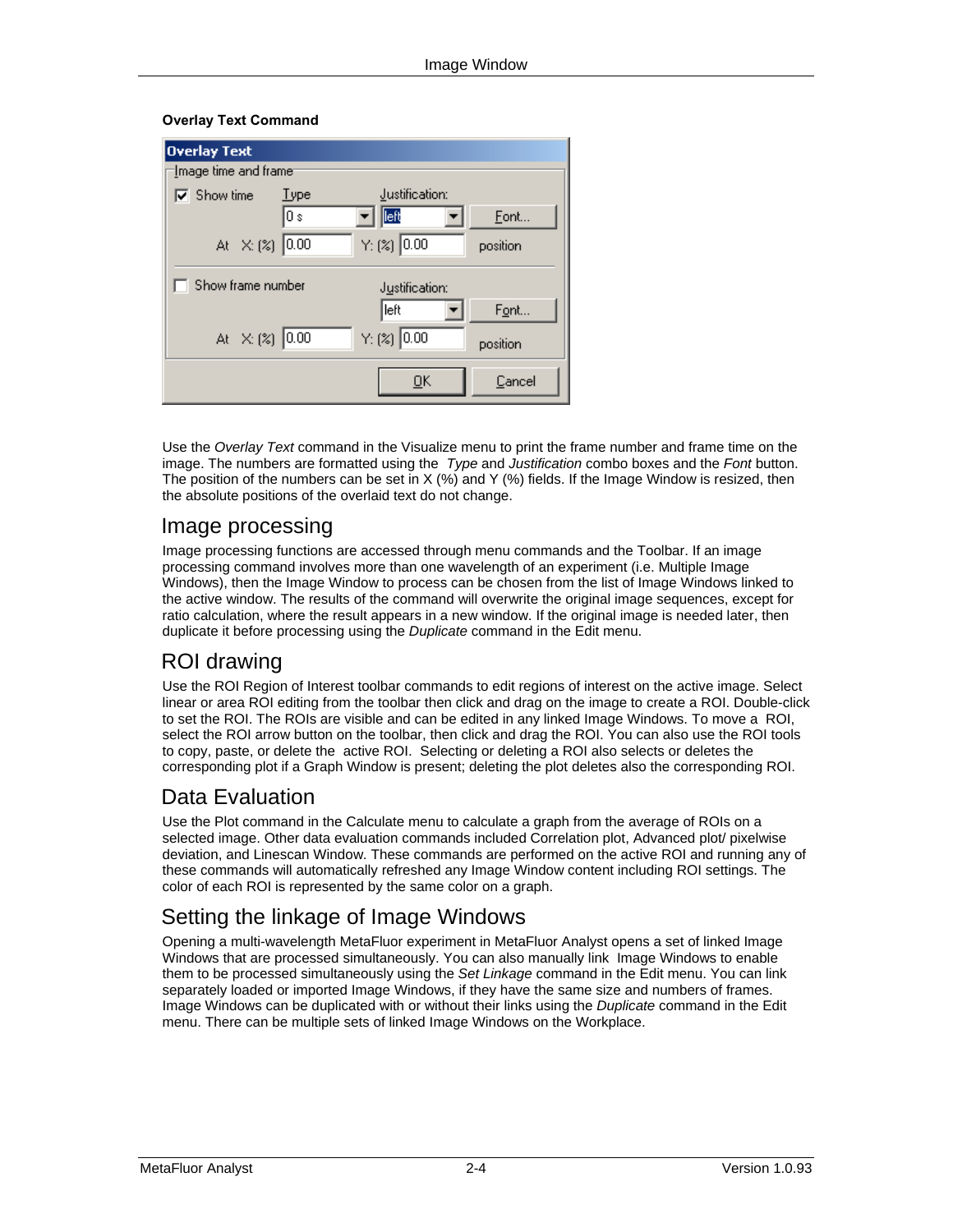**Overlay Text Command**

Use the *Overlay Text* command in the Visualize menu to print the frame number and frame time on the image. The numbers are formatted using the *Type* and *Justification* combo boxes and the *Font* button. The position of the numbers can be set in X (%) and Y (%) fields. If the Image Window is resized, then the absolute positions of the overlaid text do not change.

## Image processing

Image processing functions are accessed through menu commands and the Toolbar. If an image processing command involves more than one wavelength of an experiment (i.e. Multiple Image Windows), then the Image Window to process can be chosen from the list of Image Windows linked to the active window. The results of the command will overwrite the original image sequences, except for ratio calculation, where the result appears in a new window. If the original image is needed later, then duplicate it before processing using the *Duplicate* command in the Edit menu.

## ROI drawing

Use the ROI Region of Interest toolbar commands to edit regions of interest on the active image. Select linear or area ROI editing from the toolbar then click and drag on the image to create a ROI. Double-click to set the ROI. The ROIs are visible and can be edited in any linked Image Windows. To move a ROI, select the ROI arrow button on the toolbar, then click and drag the ROI. You can also use the ROI tools to copy, paste, or delete the active ROI. Selecting or deleting a ROI also selects or deletes the corresponding plot if a Graph Window is present; deleting the plot deletes also the corresponding ROI.

## Data Evaluation

Use the Plot command in the Calculate menu to calculate a graph from the average of ROIs on a selected image. Other data evaluation commands included Correlation plot, Advanced plot/ pixelwise deviation, and Linescan Window. These commands are performed on the active ROI and running any of these commands will automatically refreshed any Image Window content including ROI settings. The color of each ROI is represented by the same color on a graph.

## Setting the linkage of Image Windows

Opening a multi-wavelength MetaFluor experiment in MetaFluor Analyst opens a set of linked Image Windows that are processed simultaneously. You can also manually link Image Windows to enable them to be processed simultaneously using the *Set Linkage* command in the Edit menu. You can link separately loaded or imported Image Windows, if they have the same size and numbers of frames. Image Windows can be duplicated with or without their links using the *Duplicate* command in the Edit menu. There can be multiple sets of linked Image Windows on the Workplace.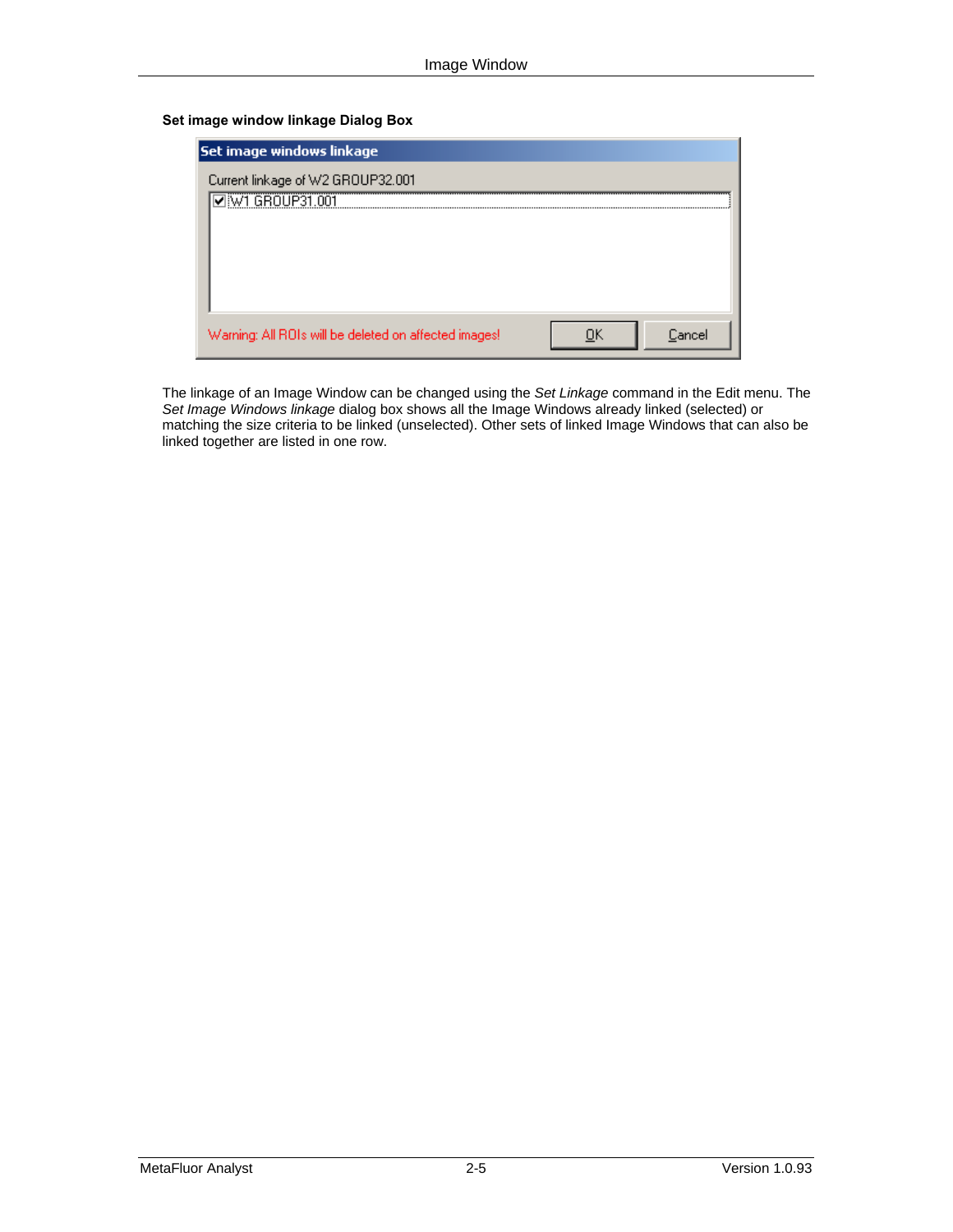**Set image window linkage Dialog Box**

The linkage of an Image Window can be changed using the *Set Linkage* command in the Edit menu. The *Set Image Windows linkage* dialog box shows all the Image Windows already linked (selected) or matching the size criteria to be linked (unselected). Other sets of linked Image Windows that can also be linked together are listed in one row.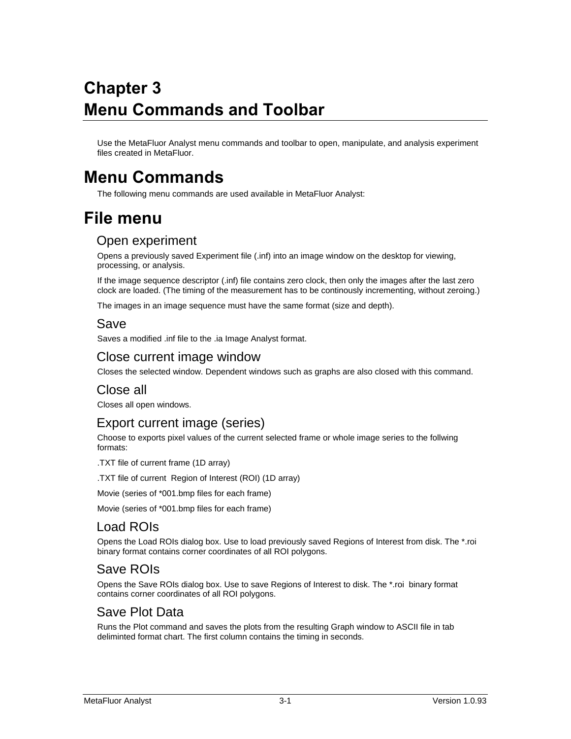# Chapter 3
# Menu Commands and Toolbar

Use the MetaFluor Analyst menu commands and toolbar to open, manipulate, and analysis experiment files created in MetaFluor.

# Menu Commands

The following menu commands are used available in MetaFluor Analyst:

# File menu

## Open experiment

Opens a previously saved Experiment file (.inf) into an image window on the desktop for viewing, processing, or analysis.

If the image sequence descriptor (.inf) file contains zero clock, then only the images after the last zero clock are loaded. (The timing of the measurement has to be continously incrementing, without zeroing.)

The images in an image sequence must have the same format (size and depth).

## Save

Saves a modified .inf file to the .ia Image Analyst format.

## Close current image window

Closes the selected window. Dependent windows such as graphs are also closed with this command.

## Close all

Closes all open windows.

## Export current image (series)

Choose to exports pixel values of the current selected frame or whole image series to the follwing formats:

.TXT file of current frame (1D array)

.TXT file of current  Region of Interest (ROI) (1D array)

Movie (series of *001.bmp files for each frame)

Movie (series of *001.bmp files for each frame)

## Load ROIs

Opens the Load ROIs dialog box. Use to load previously saved Regions of Interest from disk. The *.roi binary format contains corner coordinates of all ROI polygons.

## Save ROIs

Opens the Save ROIs dialog box. Use to save Regions of Interest to disk. The *.roi  binary format contains corner coordinates of all ROI polygons.

## Save Plot Data

Runs the Plot command and saves the plots from the resulting Graph window to ASCII file in tab delimintted format chart. The first column contains the timing in seconds.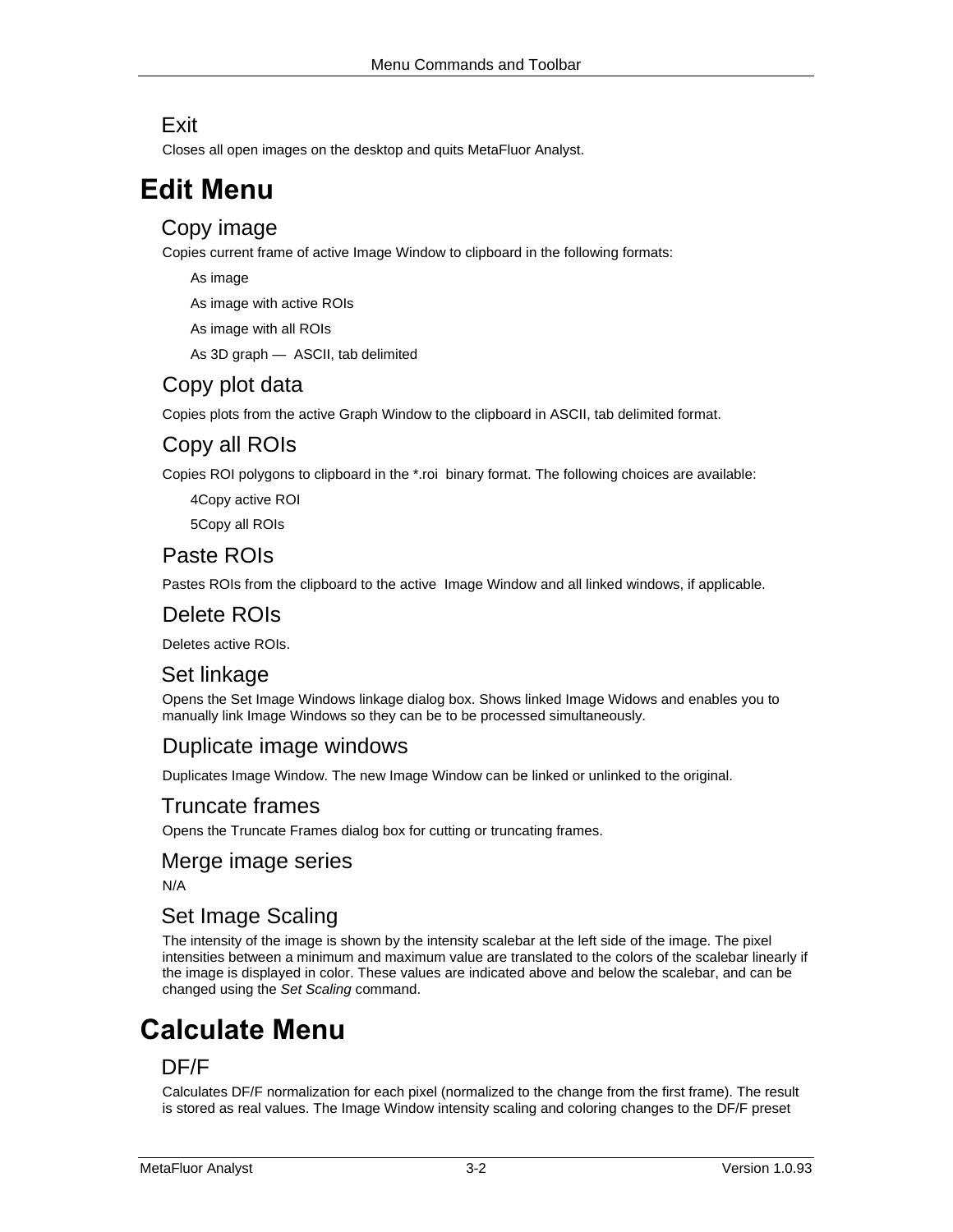### Exit

Closes all open images on the desktop and quits MetaFluor Analyst.

# Edit Menu

### Copy image

Copies current frame of active Image Window to clipboard in the following formats:

As image

As image with active ROIs

As image with all ROIs

As 3D graph — ASCII, tab delimited

### Copy plot data

Copies plots from the active Graph Window to the clipboard in ASCII, tab delimited format.

### Copy all ROIs

Copies ROI polygons to clipboard in the *.roi binary format. The following choices are available:

4Copy active ROI

5Copy all ROIs

### Paste ROIs

Pastes ROIs from the clipboard to the active Image Window and all linked windows, if applicable.

### Delete ROIs

Deletes active ROIs.

### Set linkage

Opens the Set Image Windows linkage dialog box. Shows linked Image Widows and enables you to manually link Image Windows so they can be to be processed simultaneously.

### Duplicate image windows

Duplicates Image Window. The new Image Window can be linked or unlinked to the original.

### Truncate frames

Opens the Truncate Frames dialog box for cutting or truncating frames.

### Merge image series

N/A

### Set Image Scaling

The intensity of the image is shown by the intensity scalebar at the left side of the image. The pixel intensities between a minimum and maximum value are translated to the colors of the scalebar linearly if the image is displayed in color. These values are indicated above and below the scalebar, and can be changed using the *Set Scaling* command.

# Calculate Menu

### DF/F

Calculates DF/F normalization for each pixel (normalized to the change from the first frame). The result is stored as real values. The Image Window intensity scaling and coloring changes to the DF/F preset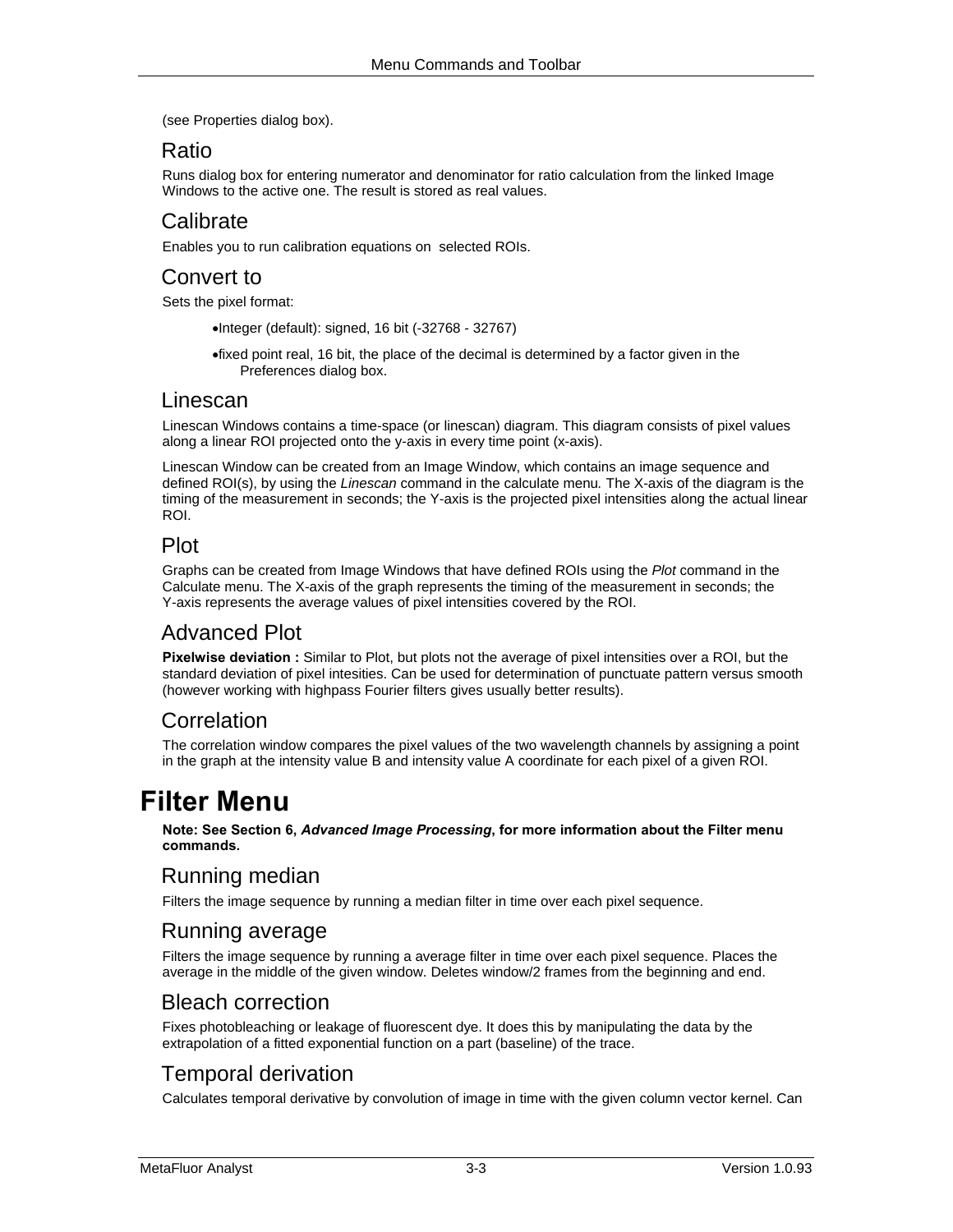(see Properties dialog box).

## Ratio

Runs dialog box for entering numerator and denominator for ratio calculation from the linked Image Windows to the active one. The result is stored as real values.

## Calibrate

Enables you to run calibration equations on  selected ROIs.

## Convert to

Sets the pixel format:

- Integer (default): signed, 16 bit (-32768 - 32767)
- fixed point real, 16 bit, the place of the decimal is determined by a factor given in the Preferences dialog box.

## Linescan

Linescan Windows contains a time-space (or linescan) diagram. This diagram consists of pixel values along a linear ROI projected onto the y-axis in every time point (x-axis).

Linescan Window can be created from an Image Window, which contains an image sequence and defined ROI(s), by using the *Linescan* command in the calculate menu*.* The X-axis of the diagram is the timing of the measurement in seconds; the Y-axis is the projected pixel intensities along the actual linear ROI.

## Plot

Graphs can be created from Image Windows that have defined ROIs using the *Plot* command in the Calculate menu. The X-axis of the graph represents the timing of the measurement in seconds; the Y-axis represents the average values of pixel intensities covered by the ROI.

## Advanced Plot

**Pixelwise deviation :** Similar to Plot, but plots not the average of pixel intensities over a ROI, but the standard deviation of pixel intesities. Can be used for determination of punctuate pattern versus smooth (however working with highpass Fourier filters gives usually better results).

## Correlation

The correlation window compares the pixel values of the two wavelength channels by assigning a point in the graph at the intensity value B and intensity value A coordinate for each pixel of a given ROI.

# Filter Menu

**Note: See Section 6, *Advanced Image Processing*, for more information about the Filter menu commands.**

## Running median

Filters the image sequence by running a median filter in time over each pixel sequence.

## Running average

Filters the image sequence by running a average filter in time over each pixel sequence. Places the average in the middle of the given window. Deletes window/2 frames from the beginning and end.

## Bleach correction

Fixes photobleaching or leakage of fluorescent dye. It does this by manipulating the data by the extrapolation of a fitted exponential function on a part (baseline) of the trace.

## Temporal derivation

Calculates temporal derivative by convolution of image in time with the given column vector kernel. Can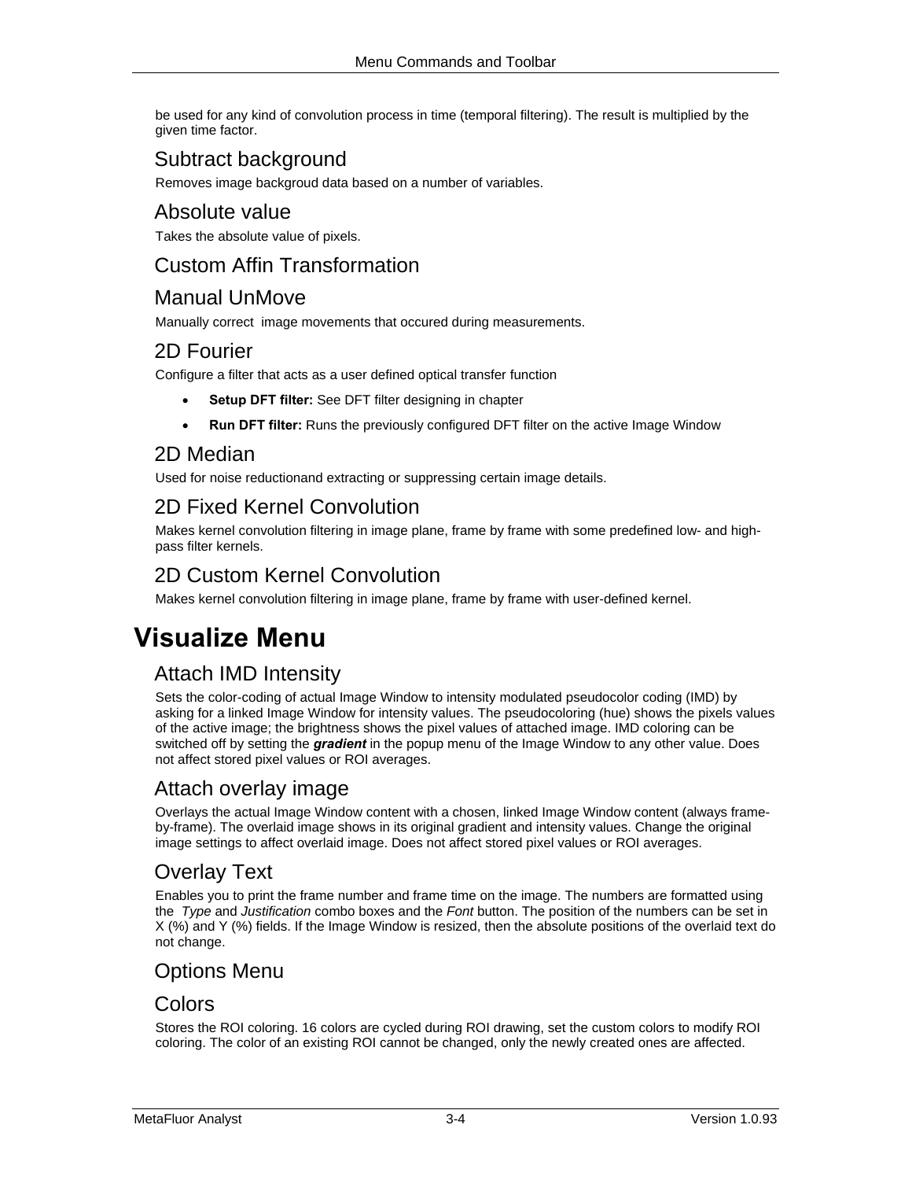be used for any kind of convolution process in time (temporal filtering). The result is multiplied by the given time factor.

## Subtract background

Removes image backgroud data based on a number of variables.

## Absolute value

Takes the absolute value of pixels.

## Custom Affin Transformation

## Manual UnMove

Manually correct  image movements that occured during measurements.

## 2D Fourier

Configure a filter that acts as a user defined optical transfer function

- **Setup DFT filter:** See DFT filter designing in chapter
- **Run DFT filter:** Runs the previously configured DFT filter on the active Image Window

## 2D Median

Used for noise reductionand extracting or suppressing certain image details.

## 2D Fixed Kernel Convolution

Makes kernel convolution filtering in image plane, frame by frame with some predefined low- and high-pass filter kernels.

## 2D Custom Kernel Convolution

Makes kernel convolution filtering in image plane, frame by frame with user-defined kernel.

# Visualize Menu

## Attach IMD Intensity

Sets the color-coding of actual Image Window to intensity modulated pseudocolor coding (IMD) by asking for a linked Image Window for intensity values. The pseudocoloring (hue) shows the pixels values of the active image; the brightness shows the pixel values of attached image. IMD coloring can be switched off by setting the ***gradient*** in the popup menu of the Image Window to any other value. Does not affect stored pixel values or ROI averages.

## Attach overlay image

Overlays the actual Image Window content with a chosen, linked Image Window content (always frame-by-frame). The overlaid image shows in its original gradient and intensity values. Change the original image settings to affect overlaid image. Does not affect stored pixel values or ROI averages.

## Overlay Text

Enables you to print the frame number and frame time on the image. The numbers are formatted using the *Type* and *Justification* combo boxes and the *Font* button. The position of the numbers can be set in X (%) and Y (%) fields. If the Image Window is resized, then the absolute positions of the overlaid text do not change.

## Options Menu

## Colors

Stores the ROI coloring. 16 colors are cycled during ROI drawing, set the custom colors to modify ROI coloring. The color of an existing ROI cannot be changed, only the newly created ones are affected.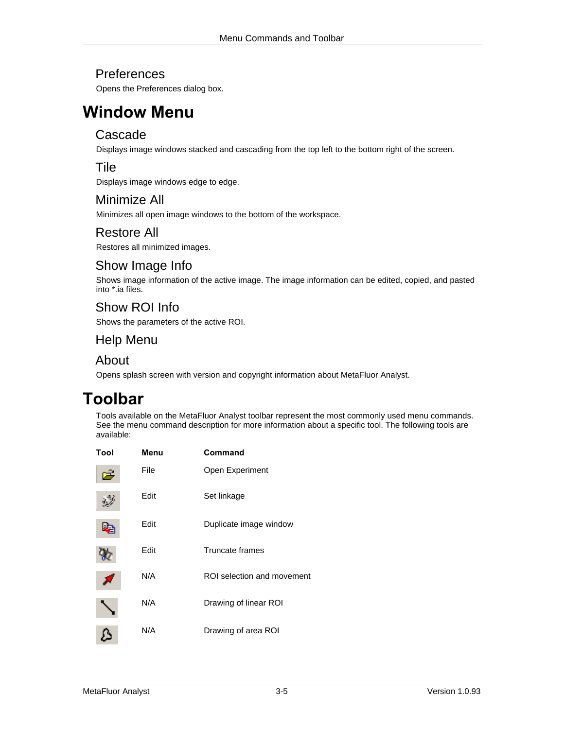### Preferences

Opens the Preferences dialog box.

## Window Menu

### Cascade

Displays image windows stacked and cascading from the top left to the bottom right of the screen.

### Tile

Displays image windows edge to edge.

### Minimize All

Minimizes all open image windows to the bottom of the workspace.

### Restore All

Restores all minimized images.

### Show Image Info

Shows image information of the active image. The image information can be edited, copied, and pasted into *.ia files.

### Show ROI Info

Shows the parameters of the active ROI.

### Help Menu

### About

Opens splash screen with version and copyright information about MetaFluor Analyst.

## Toolbar

Tools available on the MetaFluor Analyst toolbar represent the most commonly used menu commands. See the menu command description for more information about a specific tool. The following tools are available:

| Tool | Menu | Command |
|---|---|---|
| | File | Open Experiment |
| | Edit | Set linkage |
| | Edit | Duplicate image window |
| | Edit | Truncate frames |
| | N/A | ROI selection and movement |
| | N/A | Drawing of linear ROI |
| | N/A | Drawing of area ROI |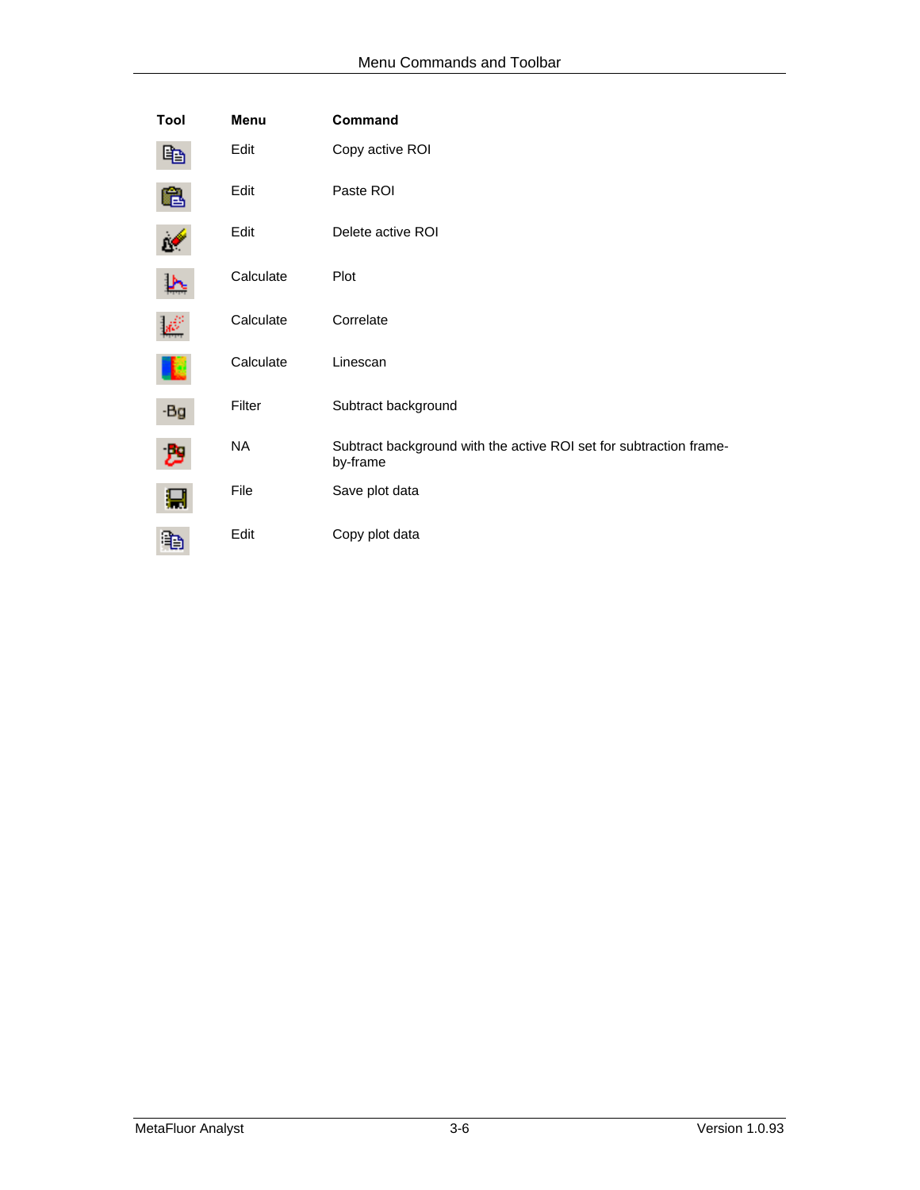| Tool | Menu | Command |
|---|---|---|
| | Edit | Copy active ROI |
| | Edit | Paste ROI |
| | Edit | Delete active ROI |
| | Calculate | Plot |
| | Calculate | Correlate |
| | Calculate | Linescan |
| -Bg | Filter | Subtract background |
| | NA | Subtract background with the active ROI set for subtraction frame-by-frame |
| | File | Save plot data |
| | Edit | Copy plot data |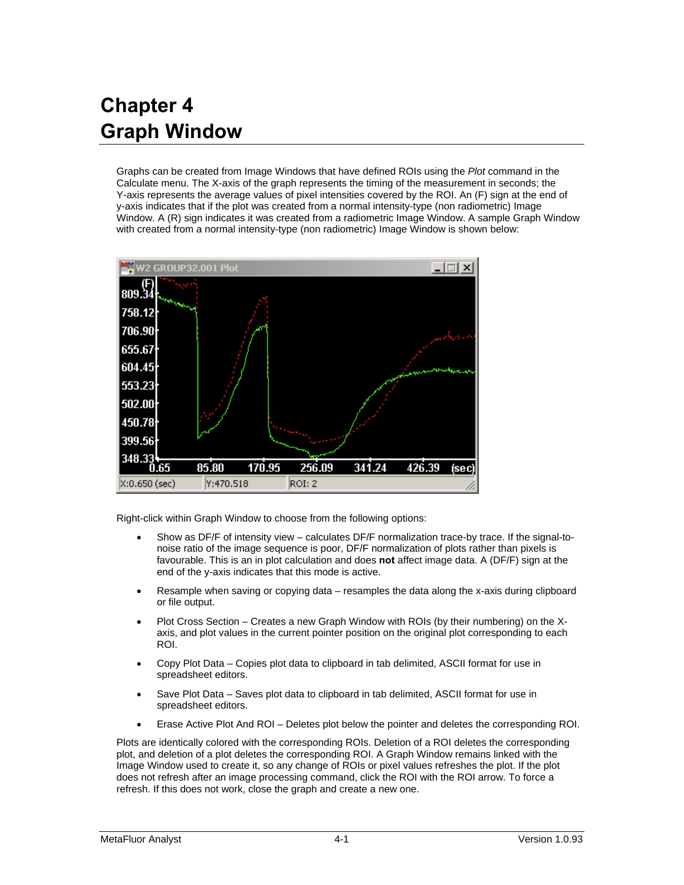# Chapter 4
# Graph Window

Graphs can be created from Image Windows that have defined ROIs using the *Plot* command in the Calculate menu. The X-axis of the graph represents the timing of the measurement in seconds; the Y-axis represents the average values of pixel intensities covered by the ROI. An (F) sign at the end of y-axis indicates that if the plot was created from a normal intensity-type (non radiometric) Image Window. A (R) sign indicates it was created from a radiometric Image Window. A sample Graph Window with created from a normal intensity-type (non radiometric) Image Window is shown below:

Right-click within Graph Window to choose from the following options:

- Show as DF/F of intensity view – calculates DF/F normalization trace-by trace. If the signal-to-noise ratio of the image sequence is poor, DF/F normalization of plots rather than pixels is favourable. This is an in plot calculation and does **not** affect image data. A (DF/F) sign at the end of the y-axis indicates that this mode is active.
- Resample when saving or copying data – resamples the data along the x-axis during clipboard or file output.
- Plot Cross Section – Creates a new Graph Window with ROIs (by their numbering) on the X-axis, and plot values in the current pointer position on the original plot corresponding to each ROI.
- Copy Plot Data – Copies plot data to clipboard in tab delimited, ASCII format for use in spreadsheet editors.
- Save Plot Data – Saves plot data to clipboard in tab delimited, ASCII format for use in spreadsheet editors.
- Erase Active Plot And ROI – Deletes plot below the pointer and deletes the corresponding ROI.

Plots are identically colored with the corresponding ROIs. Deletion of a ROI deletes the corresponding plot, and deletion of a plot deletes the corresponding ROI. A Graph Window remains linked with the Image Window used to create it, so any change of ROIs or pixel values refreshes the plot. If the plot does not refresh after an image processing command, click the ROI with the ROI arrow. To force a refresh. If this does not work, close the graph and create a new one.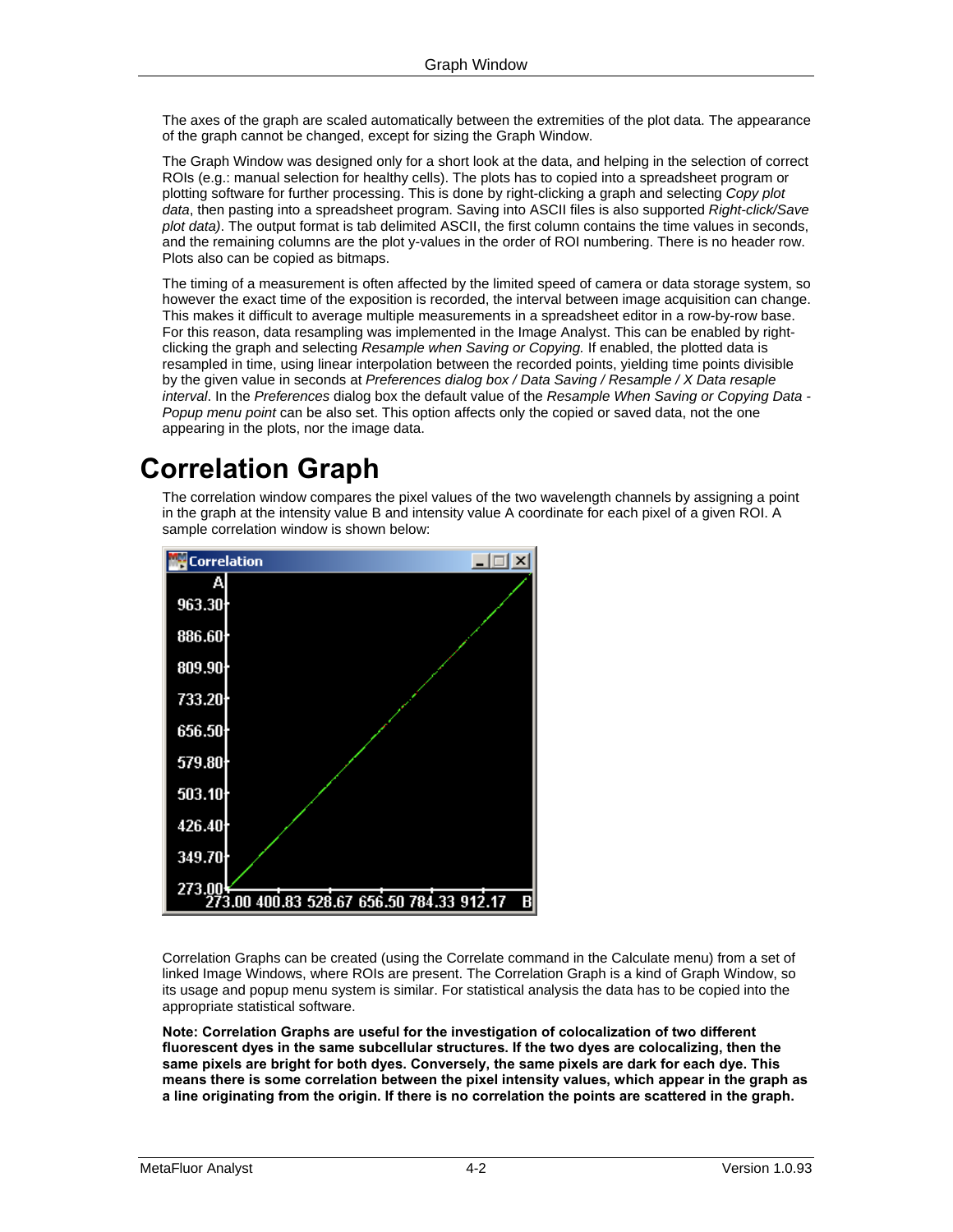The axes of the graph are scaled automatically between the extremities of the plot data. The appearance of the graph cannot be changed, except for sizing the Graph Window.

The Graph Window was designed only for a short look at the data, and helping in the selection of correct ROIs (e.g.: manual selection for healthy cells). The plots has to copied into a spreadsheet program or plotting software for further processing. This is done by right-clicking a graph and selecting *Copy plot data*, then pasting into a spreadsheet program. Saving into ASCII files is also supported *Right-click/Save plot data)*. The output format is tab delimited ASCII, the first column contains the time values in seconds, and the remaining columns are the plot y-values in the order of ROI numbering. There is no header row. Plots also can be copied as bitmaps.

The timing of a measurement is often affected by the limited speed of camera or data storage system, so however the exact time of the exposition is recorded, the interval between image acquisition can change. This makes it difficult to average multiple measurements in a spreadsheet editor in a row-by-row base. For this reason, data resampling was implemented in the Image Analyst. This can be enabled by right-clicking the graph and selecting *Resample when Saving or Copying.* If enabled, the plotted data is resampled in time, using linear interpolation between the recorded points, yielding time points divisible by the given value in seconds at *Preferences dialog box / Data Saving / Resample / X Data resaple interval*. In the *Preferences* dialog box the default value of the *Resample When Saving or Copying Data - Popup menu point* can be also set. This option affects only the copied or saved data, not the one appearing in the plots, nor the image data.

# Correlation Graph

The correlation window compares the pixel values of the two wavelength channels by assigning a point in the graph at the intensity value B and intensity value A coordinate for each pixel of a given ROI. A sample correlation window is shown below:

Correlation Graphs can be created (using the Correlate command in the Calculate menu) from a set of linked Image Windows, where ROIs are present. The Correlation Graph is a kind of Graph Window, so its usage and popup menu system is similar. For statistical analysis the data has to be copied into the appropriate statistical software.

**Note: Correlation Graphs are useful for the investigation of colocalization of two different fluorescent dyes in the same subcellular structures. If the two dyes are colocalizing, then the same pixels are bright for both dyes. Conversely, the same pixels are dark for each dye. This means there is some correlation between the pixel intensity values, which appear in the graph as a line originating from the origin. If there is no correlation the points are scattered in the graph.**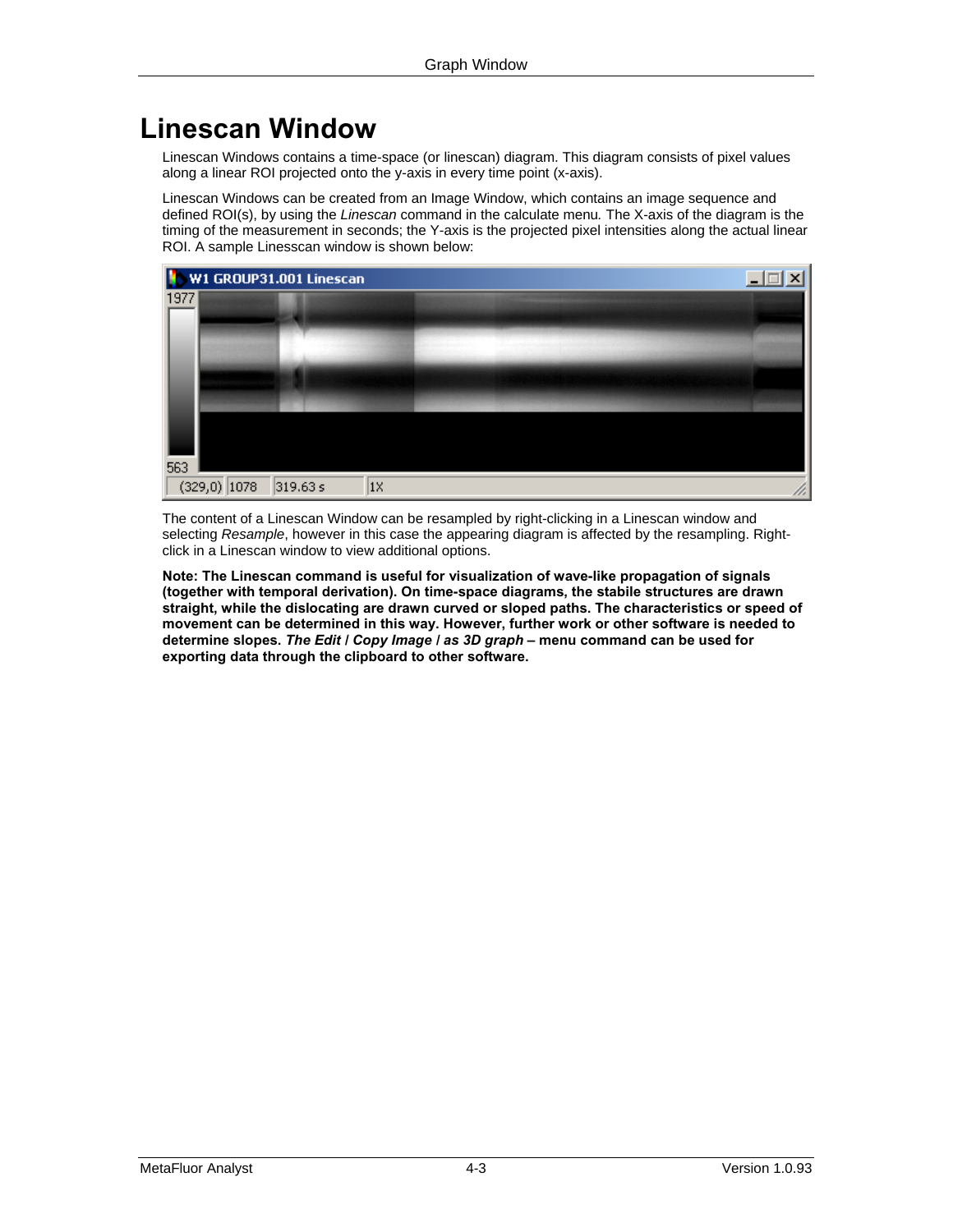# Linescan Window

Linescan Windows contains a time-space (or linescan) diagram. This diagram consists of pixel values along a linear ROI projected onto the y-axis in every time point (x-axis).

Linescan Windows can be created from an Image Window, which contains an image sequence and defined ROI(s), by using the *Linescan* command in the calculate menu. The X-axis of the diagram is the timing of the measurement in seconds; the Y-axis is the projected pixel intensities along the actual linear ROI. A sample Linesscan window is shown below:

The content of a Linescan Window can be resampled by right-clicking in a Linescan window and selecting *Resample*, however in this case the appearing diagram is affected by the resampling. Right-click in a Linescan window to view additional options.

**Note: The Linescan command is useful for visualization of wave-like propagation of signals (together with temporal derivation). On time-space diagrams, the stabile structures are drawn straight, while the dislocating are drawn curved or sloped paths. The characteristics or speed of movement can be determined in this way. However, further work or other software is needed to determine slopes. *The Edit / Copy Image / as 3D graph* – menu command can be used for exporting data through the clipboard to other software.**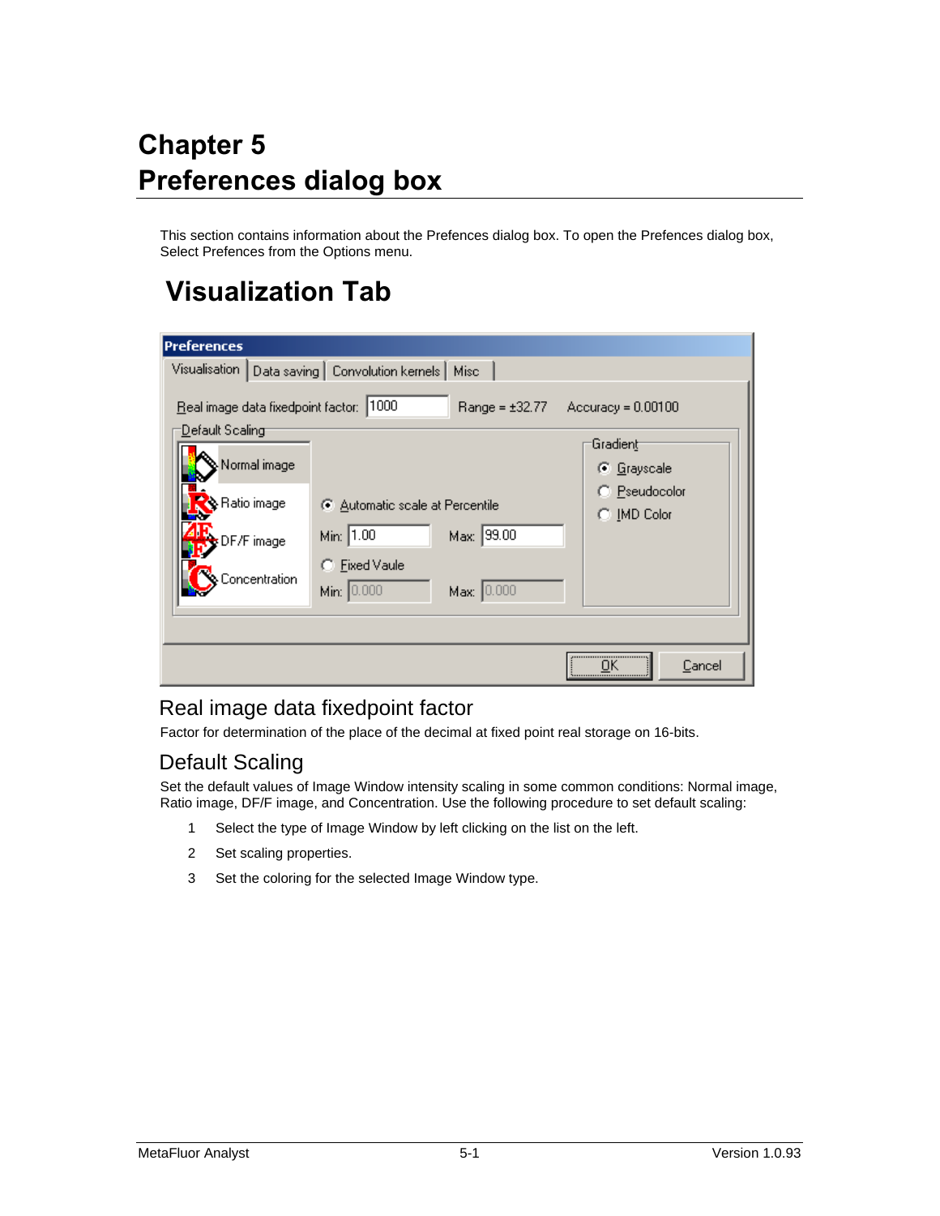# Chapter 5
# Preferences dialog box

This section contains information about the Prefences dialog box. To open the Prefences dialog box, Select Prefences from the Options menu.

## Visualization Tab

### Real image data fixedpoint factor

Factor for determination of the place of the decimal at fixed point real storage on 16-bits.

### Default Scaling

Set the default values of Image Window intensity scaling in some common conditions: Normal image, Ratio image, DF/F image, and Concentration. Use the following procedure to set default scaling:

1. Select the type of Image Window by left clicking on the list on the left.
2. Set scaling properties.
3. Set the coloring for the selected Image Window type.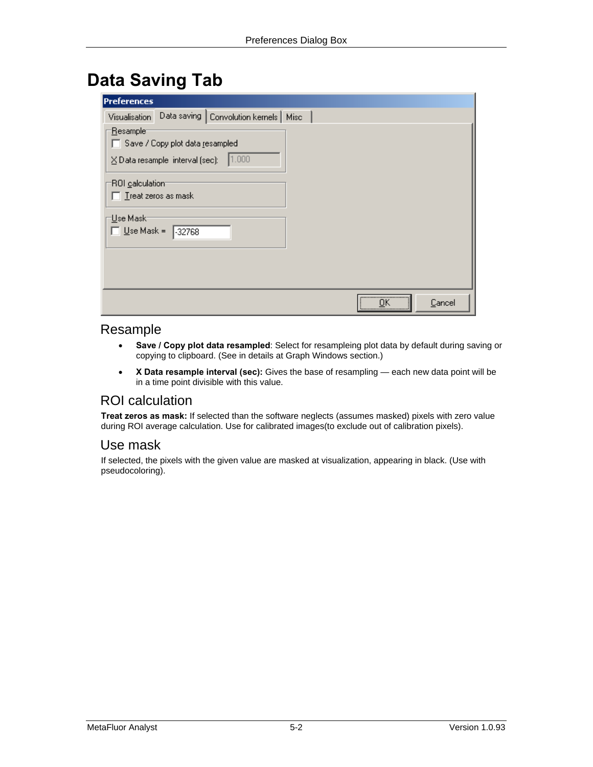# Data Saving Tab

## Resample

- **Save / Copy plot data resampled**: Select for resampleing plot data by default during saving or copying to clipboard. (See in details at Graph Windows section.)
- **X Data resample interval (sec):** Gives the base of resampling — each new data point will be in a time point divisible with this value.

## ROI calculation

**Treat zeros as mask:** If selected than the software neglects (assumes masked) pixels with zero value during ROI average calculation. Use for calibrated images(to exclude out of calibration pixels).

## Use mask

If selected, the pixels with the given value are masked at visualization, appearing in black. (Use with pseudocoloring).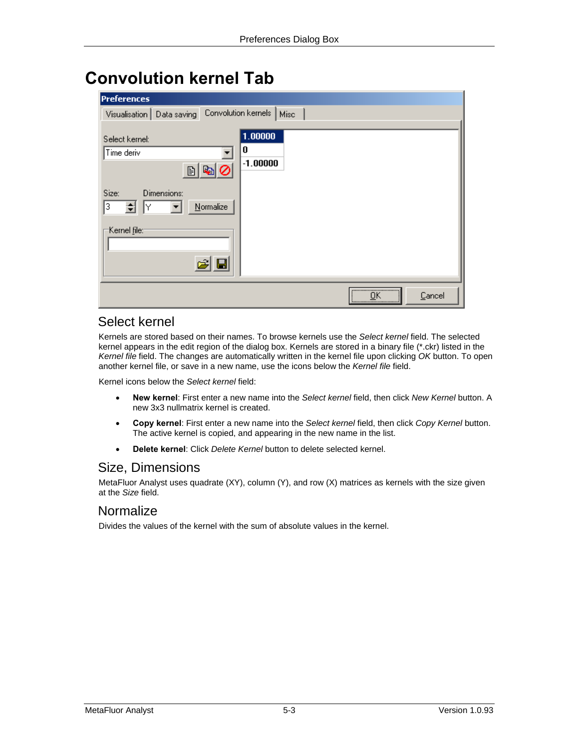# Convolution kernel Tab

## Select kernel

Kernels are stored based on their names. To browse kernels use the *Select kernel* field. The selected kernel appears in the edit region of the dialog box. Kernels are stored in a binary file (*.ckr) listed in the *Kernel file* field. The changes are automatically written in the kernel file upon clicking *OK* button. To open another kernel file, or save in a new name, use the icons below the *Kernel file* field.

Kernel icons below the *Select kernel* field:

- **New kernel**: First enter a new name into the *Select kernel* field, then click *New Kernel* button. A new 3x3 nullmatrix kernel is created.
- **Copy kernel**: First enter a new name into the *Select kernel* field, then click *Copy Kernel* button. The active kernel is copied, and appearing in the new name in the list.
- **Delete kernel**: Click *Delete Kernel* button to delete selected kernel.

## Size, Dimensions

MetaFluor Analyst uses quadrate (XY), column (Y), and row (X) matrices as kernels with the size given at the *Size* field.

## Normalize

Divides the values of the kernel with the sum of absolute values in the kernel.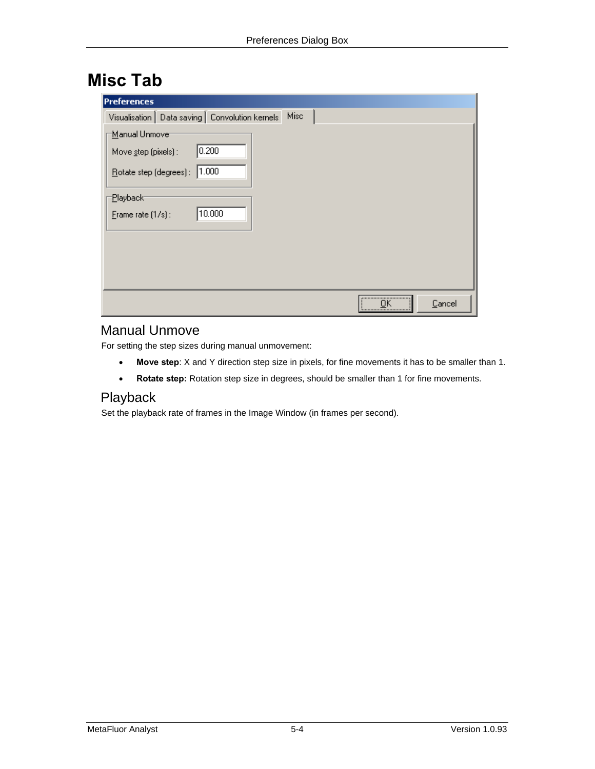# Misc Tab

## Manual Unmove

For setting the step sizes during manual unmovement:

- **Move step**: X and Y direction step size in pixels, for fine movements it has to be smaller than 1.
- **Rotate step:** Rotation step size in degrees, should be smaller than 1 for fine movements.

## Playback

Set the playback rate of frames in the Image Window (in frames per second).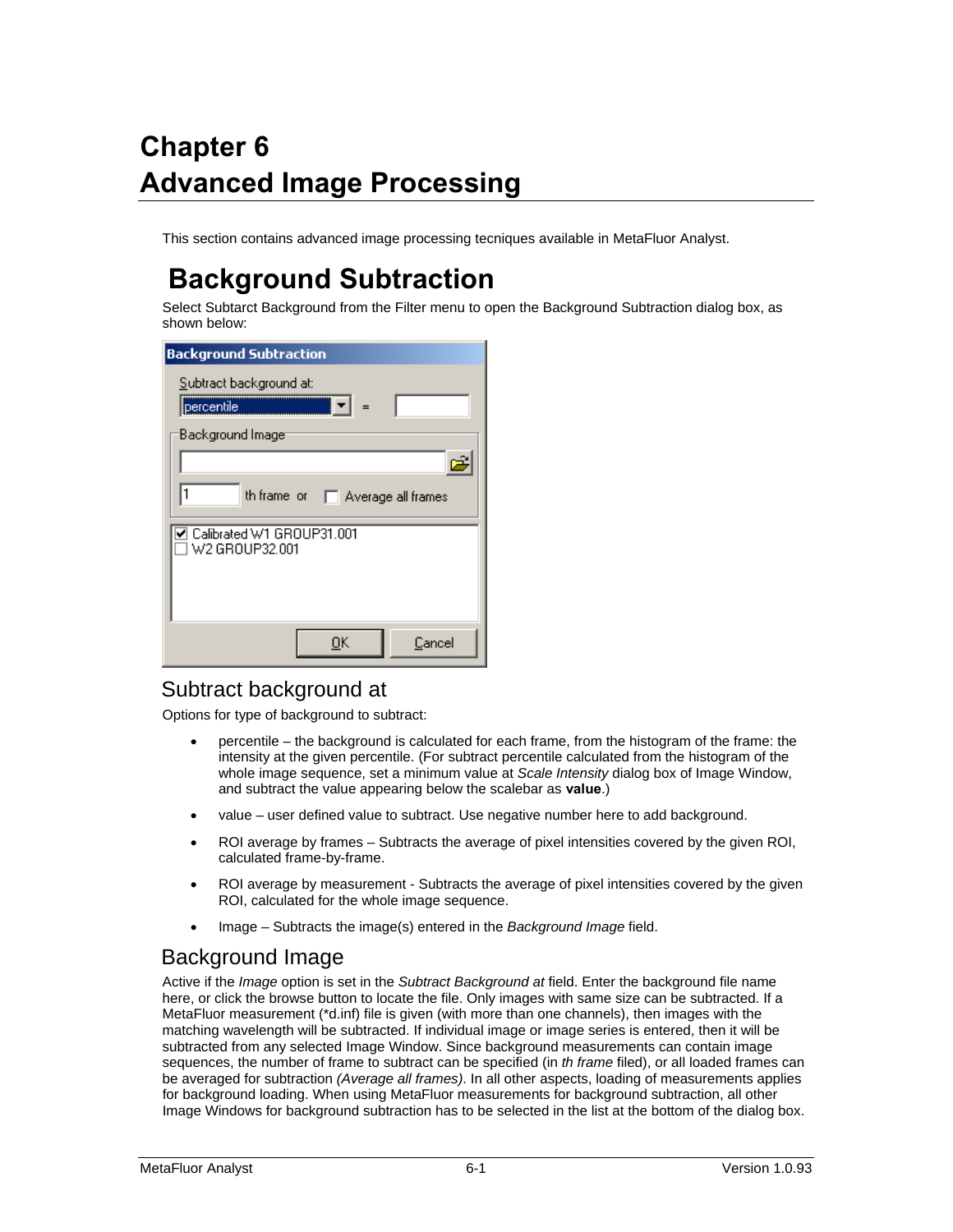# Chapter 6
# Advanced Image Processing

This section contains advanced image processing tecniques available in MetaFluor Analyst.

## Background Subtraction

Select Subtarct Background from the Filter menu to open the Background Subtraction dialog box, as shown below:

### Subtract background at

Options for type of background to subtract:

- percentile – the background is calculated for each frame, from the histogram of the frame: the intensity at the given percentile. (For subtract percentile calculated from the histogram of the whole image sequence, set a minimum value at *Scale Intensity* dialog box of Image Window, and subtract the value appearing below the scalebar as **value**.)
- value – user defined value to subtract. Use negative number here to add background.
- ROI average by frames – Subtracts the average of pixel intensities covered by the given ROI, calculated frame-by-frame.
- ROI average by measurement - Subtracts the average of pixel intensities covered by the given ROI, calculated for the whole image sequence.
- Image – Subtracts the image(s) entered in the *Background Image* field.

### Background Image

Active if the *Image* option is set in the *Subtract Background at* field. Enter the background file name here, or click the browse button to locate the file. Only images with same size can be subtracted. If a MetaFluor measurement (*d.inf) file is given (with more than one channels), then images with the matching wavelength will be subtracted. If individual image or image series is entered, then it will be subtracted from any selected Image Window. Since background measurements can contain image sequences, the number of frame to subtract can be specified (in *th frame* filed), or all loaded frames can be averaged for subtraction *(Average all frames)*. In all other aspects, loading of measurements applies for background loading. When using MetaFluor measurements for background subtraction, all other Image Windows for background subtraction has to be selected in the list at the bottom of the dialog box.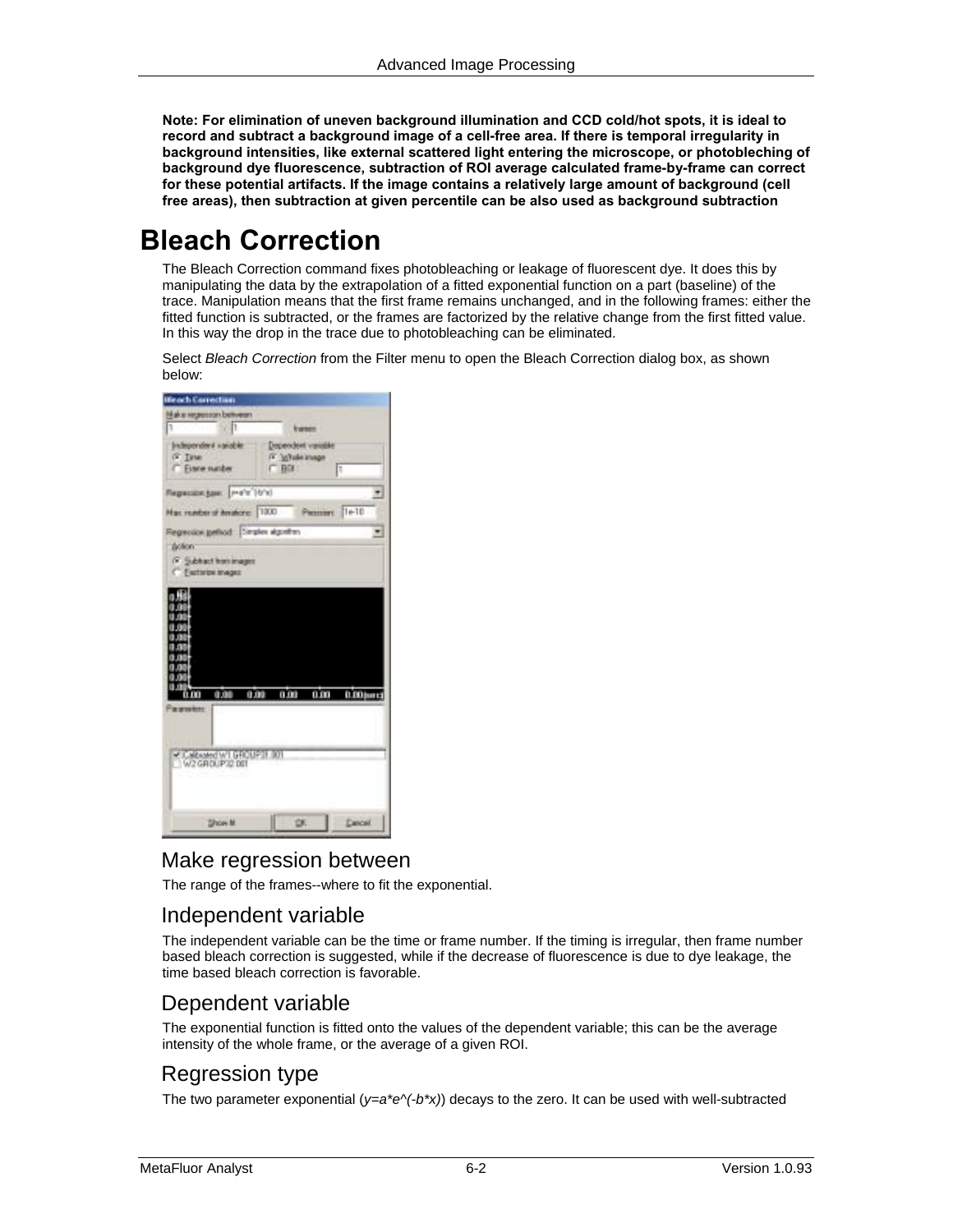**Note: For elimination of uneven background illumination and CCD cold/hot spots, it is ideal to record and subtract a background image of a cell-free area. If there is temporal irregularity in background intensities, like external scattered light entering the microscope, or photobleching of background dye fluorescence, subtraction of ROI average calculated frame-by-frame can correct for these potential artifacts. If the image contains a relatively large amount of background (cell free areas), then subtraction at given percentile can be also used as background subtraction**

# Bleach Correction

The Bleach Correction command fixes photobleaching or leakage of fluorescent dye. It does this by manipulating the data by the extrapolation of a fitted exponential function on a part (baseline) of the trace. Manipulation means that the first frame remains unchanged, and in the following frames: either the fitted function is subtracted, or the frames are factorized by the relative change from the first fitted value. In this way the drop in the trace due to photobleaching can be eliminated.

Select *Bleach Correction* from the Filter menu to open the Bleach Correction dialog box, as shown below:

## Make regression between

The range of the frames--where to fit the exponential.

## Independent variable

The independent variable can be the time or frame number. If the timing is irregular, then frame number based bleach correction is suggested, while if the decrease of fluorescence is due to dye leakage, the time based bleach correction is favorable.

## Dependent variable

The exponential function is fitted onto the values of the dependent variable; this can be the average intensity of the whole frame, or the average of a given ROI.

## Regression type

The two parameter exponential ($y=a*e^{(-b*x)}$) decays to the zero. It can be used with well-subtracted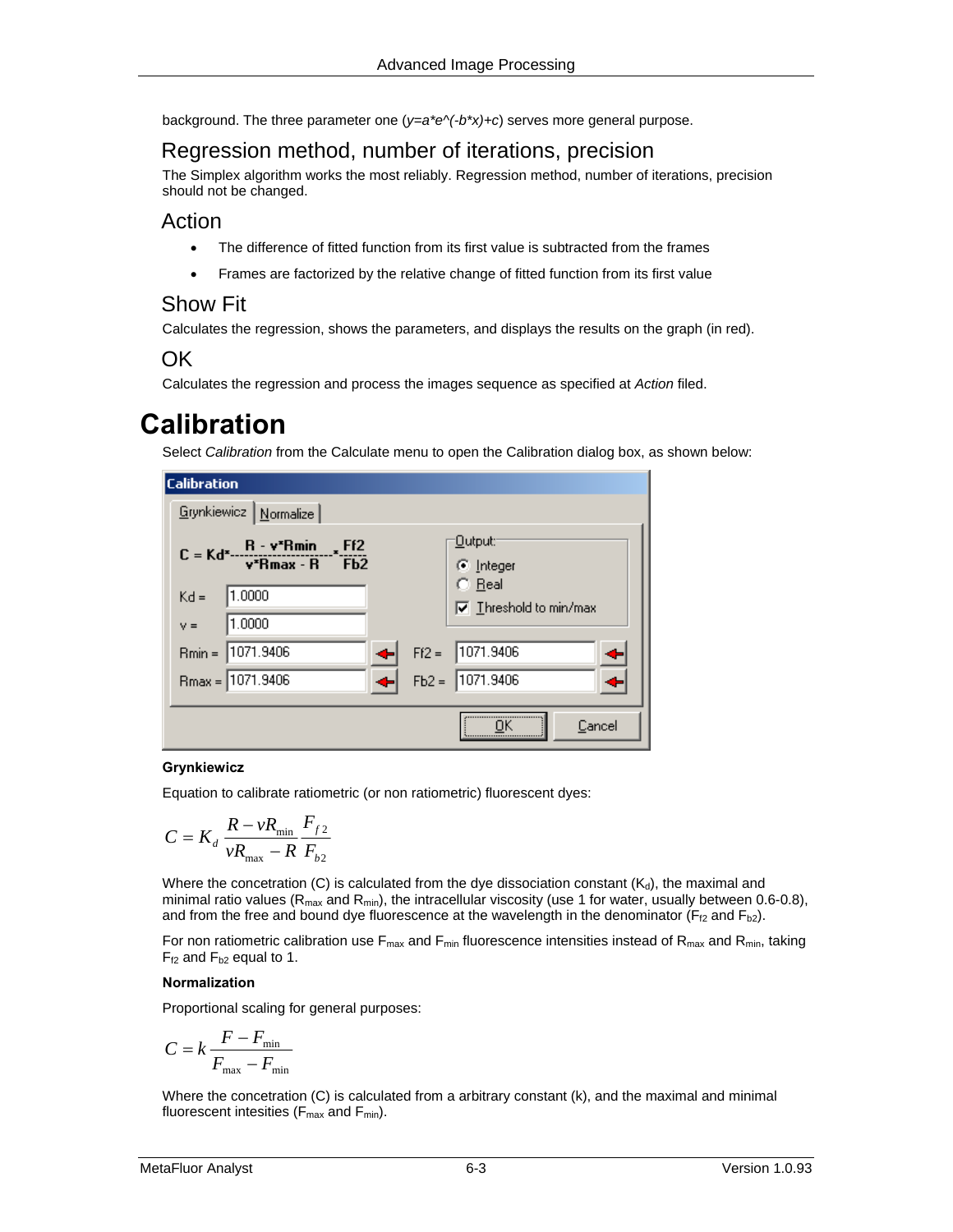background. The three parameter one (*y=a*e^(-b*x)+c*) serves more general purpose.

## Regression method, number of iterations, precision

The Simplex algorithm works the most reliably. Regression method, number of iterations, precision should not be changed.

## Action

- The difference of fitted function from its first value is subtracted from the frames
- Frames are factorized by the relative change of fitted function from its first value

## Show Fit

Calculates the regression, shows the parameters, and displays the results on the graph (in red).

## OK

Calculates the regression and process the images sequence as specified at *Action* filed.

# Calibration

Select *Calibration* from the Calculate menu to open the Calibration dialog box, as shown below:

**Grynkiewicz**

Equation to calibrate ratiometric (or non ratiometric) fluorescent dyes:

$$C = K_d \frac{R - vR_{\min}}{vR_{\max} - R} \frac{F_{f2}}{F_{b2}}$$

Where the concetration (C) is calculated from the dye dissociation constant ($K_d$), the maximal and minimal ratio values ($R_{max}$ and $R_{min}$), the intracellular viscosity (use 1 for water, usually between 0.6-0.8), and from the free and bound dye fluorescence at the wavelength in the denominator ($F_{f2}$ and $F_{b2}$).

For non ratiometric calibration use $F_{max}$ and $F_{min}$ fluorescence intensities instead of $R_{max}$ and $R_{min}$, taking $F_{f2}$ and $F_{b2}$ equal to 1.

**Normalization**

Proportional scaling for general purposes:

$$C = k \frac{F - F_{\min}}{F_{\max} - F_{\min}}$$

Where the concetration (C) is calculated from a arbitrary constant (k), and the maximal and minimal fluorescent intesities ($F_{max}$ and $F_{min}$).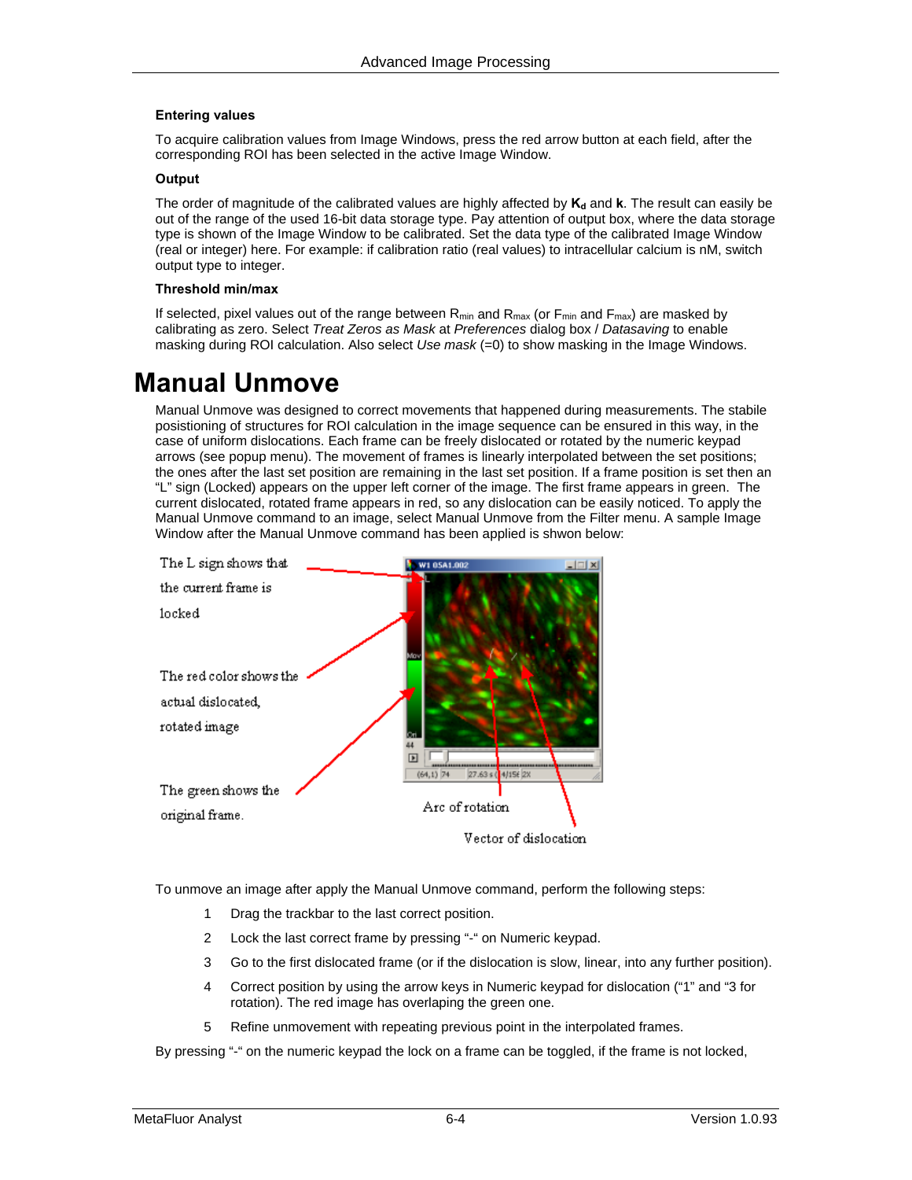### Entering values

To acquire calibration values from Image Windows, press the red arrow button at each field, after the corresponding ROI has been selected in the active Image Window.

### Output

The order of magnitude of the calibrated values are highly affected by $\mathbf{K_d}$ and **k**. The result can easily be out of the range of the used 16-bit data storage type. Pay attention of output box, where the data storage type is shown of the Image Window to be calibrated. Set the data type of the calibrated Image Window (real or integer) here. For example: if calibration ratio (real values) to intracellular calcium is nM, switch output type to integer.

### Threshold min/max

If selected, pixel values out of the range between $R_{min}$ and $R_{max}$ (or $F_{min}$ and $F_{max}$) are masked by calibrating as zero. Select *Treat Zeros as Mask* at *Preferences* dialog box / *Datasaving* to enable masking during ROI calculation. Also select *Use mask* (=0) to show masking in the Image Windows.

# Manual Unmove

Manual Unmove was designed to correct movements that happened during measurements. The stabile posistioning of structures for ROI calculation in the image sequence can be ensured in this way, in the case of uniform dislocations. Each frame can be freely dislocated or rotated by the numeric keypad arrows (see popup menu). The movement of frames is linearly interpolated between the set positions; the ones after the last set position are remaining in the last set position. If a frame position is set then an “L” sign (Locked) appears on the upper left corner of the image. The first frame appears in green. The current dislocated, rotated frame appears in red, so any dislocation can be easily noticed. To apply the Manual Unmove command to an image, select Manual Unmove from the Filter menu. A sample Image Window after the Manual Unmove command has been applied is shwon below:

The L sign shows that the current frame is locked

The red color shows the actual dislocated, rotated image

The green shows the original frame.

Arc of rotation

Vector of dislocation

To unmove an image after apply the Manual Unmove command, perform the following steps:

1. Drag the trackbar to the last correct position.
2. Lock the last correct frame by pressing “-“ on Numeric keypad.
3. Go to the first dislocated frame (or if the dislocation is slow, linear, into any further position).
4. Correct position by using the arrow keys in Numeric keypad for dislocation (“1” and “3 for rotation). The red image has overlaping the green one.
5. Refine unmovement with repeating previous point in the interpolated frames.

By pressing “-“ on the numeric keypad the lock on a frame can be toggled, if the frame is not locked,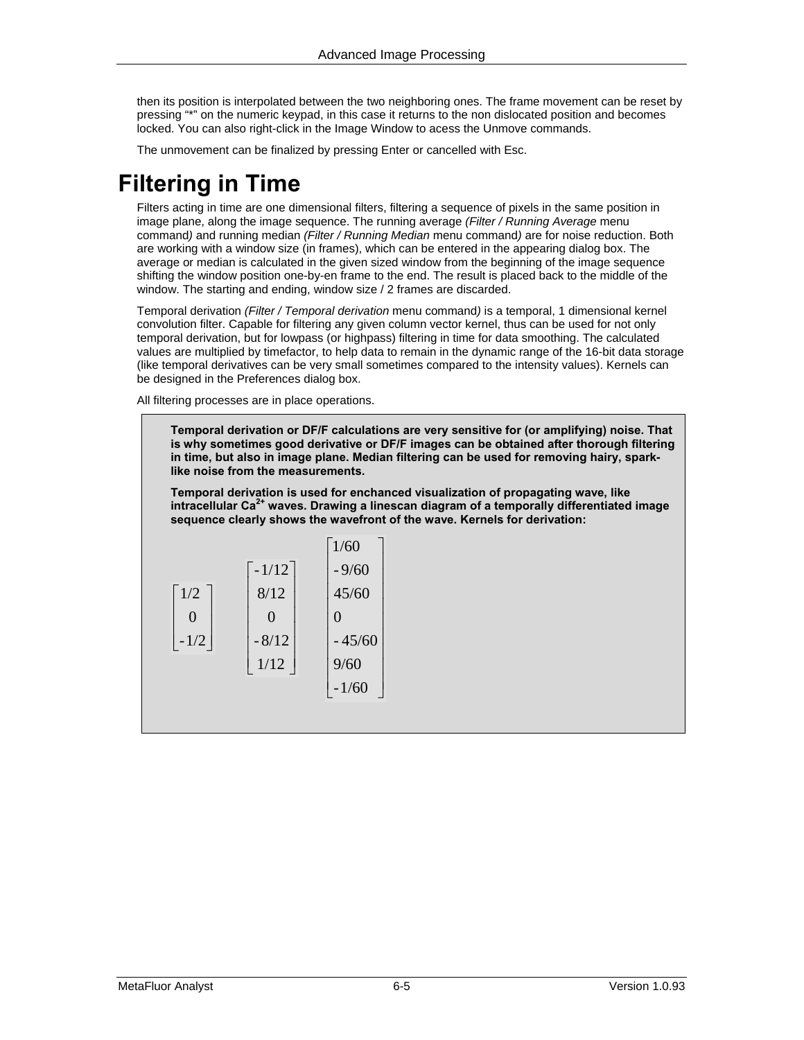then its position is interpolated between the two neighboring ones. The frame movement can be reset by pressing "*" on the numeric keypad, in this case it returns to the non dislocated position and becomes locked. You can also right-click in the Image Window to acess the Unmove commands.

The unmovement can be finalized by pressing Enter or cancelled with Esc.

# Filtering in Time

Filters acting in time are one dimensional filters, filtering a sequence of pixels in the same position in image plane, along the image sequence. The running average *(Filter / Running Average* menu command*)* and running median *(Filter / Running Median* menu command*)* are for noise reduction. Both are working with a window size (in frames), which can be entered in the appearing dialog box. The average or median is calculated in the given sized window from the beginning of the image sequence shifting the window position one-by-en frame to the end. The result is placed back to the middle of the window. The starting and ending, window size / 2 frames are discarded.

Temporal derivation *(Filter / Temporal derivation* menu command*)* is a temporal, 1 dimensional kernel convolution filter. Capable for filtering any given column vector kernel, thus can be used for not only temporal derivation, but for lowpass (or highpass) filtering in time for data smoothing. The calculated values are multiplied by timefactor, to help data to remain in the dynamic range of the 16-bit data storage (like temporal derivatives can be very small sometimes compared to the intensity values). Kernels can be designed in the Preferences dialog box.

All filtering processes are in place operations.

**Temporal derivation or DF/F calculations are very sensitive for (or amplifying) noise. That is why sometimes good derivative or DF/F images can be obtained after thorough filtering in time, but also in image plane. Median filtering can be used for removing hairy, spark-like noise from the measurements.**

**Temporal derivation is used for enchanced visualization of propagating wave, like intracellular $Ca^{2+}$ waves. Drawing a linescan diagram of a temporally differentiated image sequence clearly shows the wavefront of the wave. Kernels for derivation:**

$$
\begin{bmatrix} 1/2 \\ 0 \\ -1/2 \end{bmatrix}
\qquad
\begin{bmatrix} -1/12 \\ 8/12 \\ 0 \\ -8/12 \\ 1/12 \end{bmatrix}
\qquad
\begin{bmatrix} 1/60 \\ -9/60 \\ 45/60 \\ 0 \\ -45/60 \\ 9/60 \\ -1/60 \end{bmatrix}
$$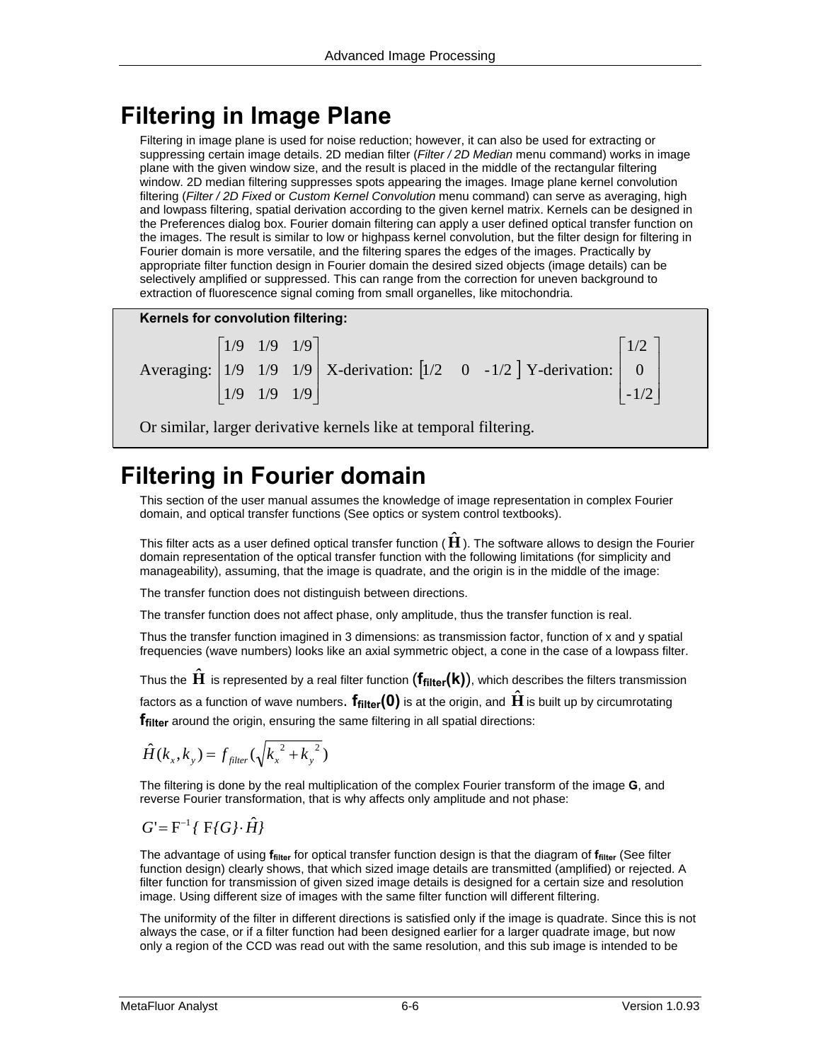# Filtering in Image Plane

Filtering in image plane is used for noise reduction; however, it can also be used for extracting or suppressing certain image details. 2D median filter (*Filter / 2D Median* menu command) works in image plane with the given window size, and the result is placed in the middle of the rectangular filtering window. 2D median filtering suppresses spots appearing the images. Image plane kernel convolution filtering (*Filter / 2D Fixed* or *Custom Kernel Convolution* menu command) can serve as averaging, high and lowpass filtering, spatial derivation according to the given kernel matrix. Kernels can be designed in the Preferences dialog box. Fourier domain filtering can apply a user defined optical transfer function on the images. The result is similar to low or highpass kernel convolution, but the filter design for filtering in Fourier domain is more versatile, and the filtering spares the edges of the images. Practically by appropriate filter function design in Fourier domain the desired sized objects (image details) can be selectively amplified or suppressed. This can range from the correction for uneven background to extraction of fluorescence signal coming from small organelles, like mitochondria.

**Kernels for convolution filtering:**

Averaging: $\begin{bmatrix} 1/9 & 1/9 & 1/9 \\ 1/9 & 1/9 & 1/9 \\ 1/9 & 1/9 & 1/9 \end{bmatrix}$ X-derivation: $\begin{bmatrix} 1/2 & 0 & -1/2 \end{bmatrix}$ Y-derivation: $\begin{bmatrix} 1/2 \\ 0 \\ -1/2 \end{bmatrix}$

Or similar, larger derivative kernels like at temporal filtering.

# Filtering in Fourier domain

This section of the user manual assumes the knowledge of image representation in complex Fourier domain, and optical transfer functions (See optics or system control textbooks).

This filter acts as a user defined optical transfer function ($\hat{\mathbf{H}}$). The software allows to design the Fourier domain representation of the optical transfer function with the following limitations (for simplicity and manageability), assuming, that the image is quadrate, and the origin is in the middle of the image:

The transfer function does not distinguish between directions.

The transfer function does not affect phase, only amplitude, thus the transfer function is real.

Thus the transfer function imagined in 3 dimensions: as transmission factor, function of x and y spatial frequencies (wave numbers) looks like an axial symmetric object, a cone in the case of a lowpass filter.

Thus the $\hat{\mathbf{H}}$ is represented by a real filter function (**$f_{filter}$(k)**), which describes the filters transmission factors as a function of wave numbers. **$f_{filter}$(0)** is at the origin, and $\hat{\mathbf{H}}$ is built up by circumrotating **$f_{filter}$** around the origin, ensuring the same filtering in all spatial directions:

$$\hat{H}(k_x, k_y) = f_{filter}(\sqrt{k_x^{\,2} + k_y^{\,2}})$$

The filtering is done by the real multiplication of the complex Fourier transform of the image **G**, and reverse Fourier transformation, that is why affects only amplitude and not phase:

$$G' = \mathrm{F}^{-1}\{\,\mathrm{F}\{G\} \cdot \hat{H}\}$$

The advantage of using **$f_{filter}$** for optical transfer function design is that the diagram of **$f_{filter}$** (See filter function design) clearly shows, that which sized image details are transmitted (amplified) or rejected. A filter function for transmission of given sized image details is designed for a certain size and resolution image. Using different size of images with the same filter function will different filtering.

The uniformity of the filter in different directions is satisfied only if the image is quadrate. Since this is not always the case, or if a filter function had been designed earlier for a larger quadrate image, but now only a region of the CCD was read out with the same resolution, and this sub image is intended to be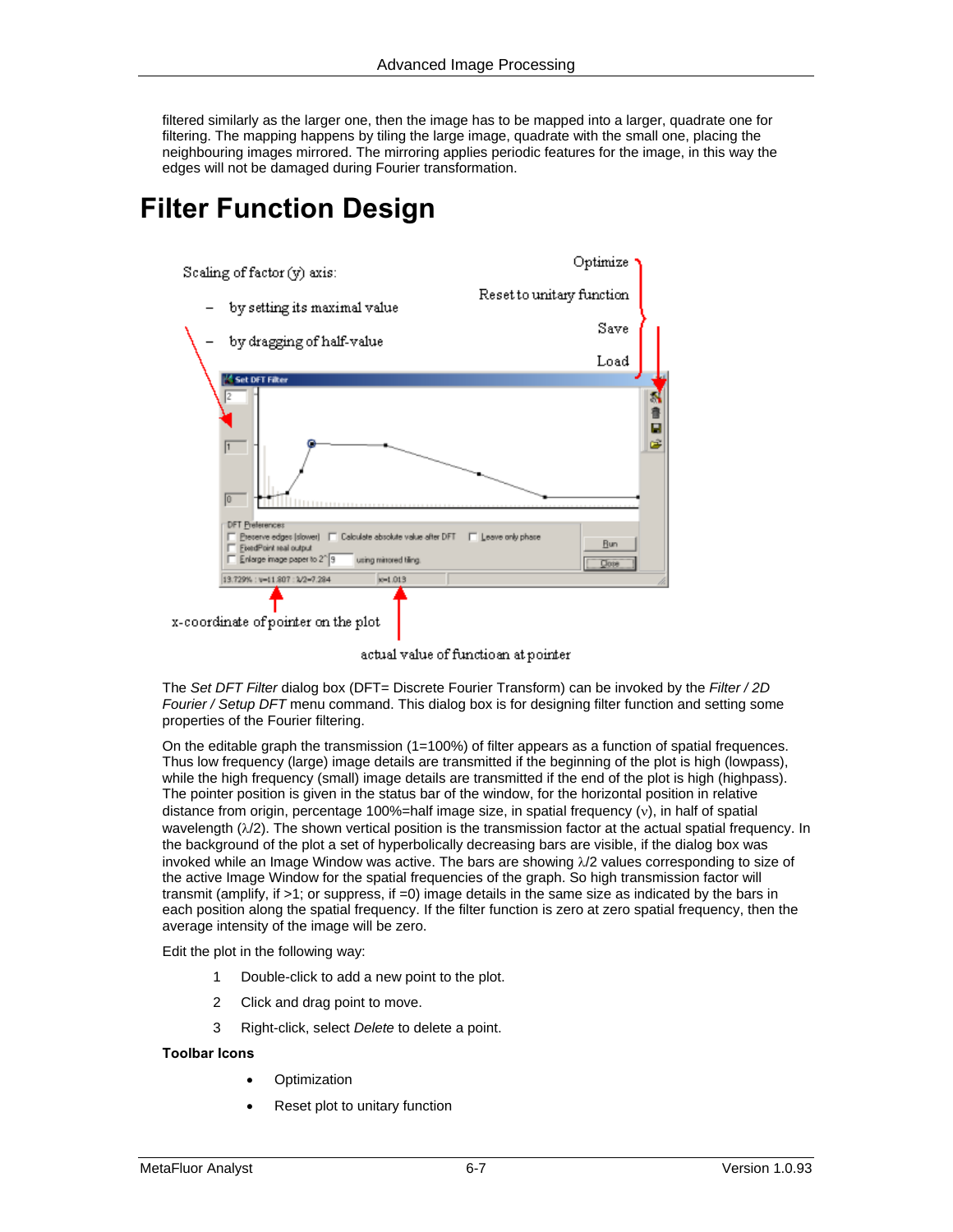filtered similarly as the larger one, then the image has to be mapped into a larger, quadrate one for filtering. The mapping happens by tiling the large image, quadrate with the small one, placing the neighbouring images mirrored. The mirroring applies periodic features for the image, in this way the edges will not be damaged during Fourier transformation.

# Filter Function Design

Scaling of factor (y) axis:

- by setting its maximal value
- by dragging of half-value

Optimize

Reset to unitary function

Save

Load

x-coordinate of pointer on the plot

actual value of function at pointer

The *Set DFT Filter* dialog box (DFT= Discrete Fourier Transform) can be invoked by the *Filter / 2D Fourier / Setup DFT* menu command. This dialog box is for designing filter function and setting some properties of the Fourier filtering.

On the editable graph the transmission (1=100%) of filter appears as a function of spatial frequences. Thus low frequency (large) image details are transmitted if the beginning of the plot is high (lowpass), while the high frequency (small) image details are transmitted if the end of the plot is high (highpass). The pointer position is given in the status bar of the window, for the horizontal position in relative distance from origin, percentage 100%=half image size, in spatial frequency ($\nu$), in half of spatial wavelength ($\lambda/2$). The shown vertical position is the transmission factor at the actual spatial frequency. In the background of the plot a set of hyperbolically decreasing bars are visible, if the dialog box was invoked while an Image Window was active. The bars are showing $\lambda/2$ values corresponding to size of the active Image Window for the spatial frequencies of the graph. So high transmission factor will transmit (amplify, if >1; or suppress, if =0) image details in the same size as indicated by the bars in each position along the spatial frequency. If the filter function is zero at zero spatial frequency, then the average intensity of the image will be zero.

Edit the plot in the following way:

1. Double-click to add a new point to the plot.
2. Click and drag point to move.
3. Right-click, select *Delete* to delete a point.

**Toolbar Icons**

- Optimization
- Reset plot to unitary function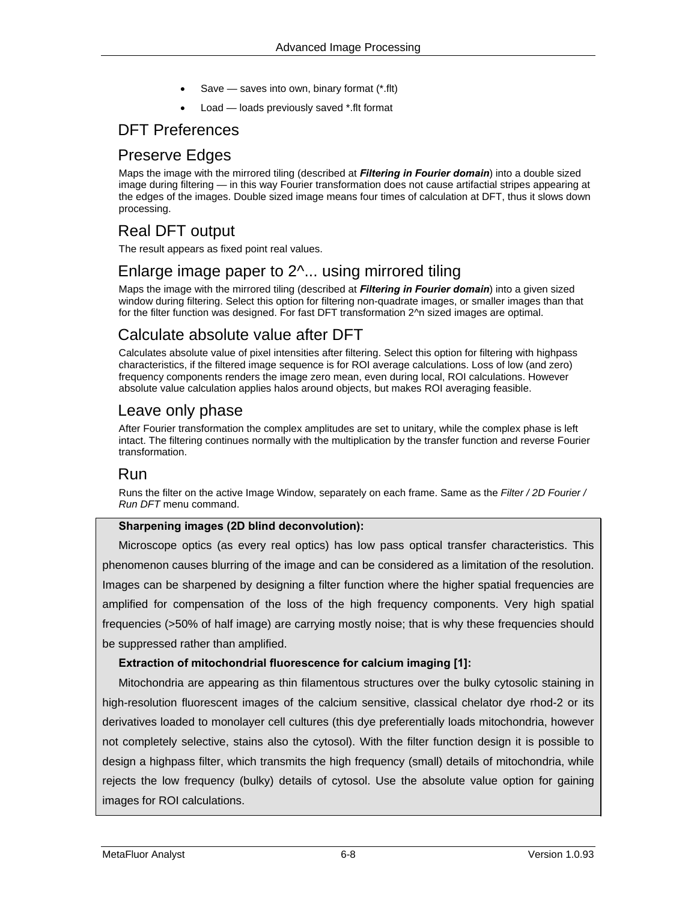- Save — saves into own, binary format (*.flt)
- Load — loads previously saved *.flt format

## DFT Preferences

### Preserve Edges

Maps the image with the mirrored tiling (described at ***Filtering in Fourier domain***) into a double sized image during filtering — in this way Fourier transformation does not cause artifactial stripes appearing at the edges of the images. Double sized image means four times of calculation at DFT, thus it slows down processing.

### Real DFT output

The result appears as fixed point real values.

### Enlarge image paper to 2^... using mirrored tiling

Maps the image with the mirrored tiling (described at ***Filtering in Fourier domain***) into a given sized window during filtering. Select this option for filtering non-quadrate images, or smaller images than that for the filter function was designed. For fast DFT transformation 2^n sized images are optimal.

### Calculate absolute value after DFT

Calculates absolute value of pixel intensities after filtering. Select this option for filtering with highpass characteristics, if the filtered image sequence is for ROI average calculations. Loss of low (and zero) frequency components renders the image zero mean, even during local, ROI calculations. However absolute value calculation applies halos around objects, but makes ROI averaging feasible.

### Leave only phase

After Fourier transformation the complex amplitudes are set to unitary, while the complex phase is left intact. The filtering continues normally with the multiplication by the transfer function and reverse Fourier transformation.

### Run

Runs the filter on the active Image Window, separately on each frame. Same as the *Filter / 2D Fourier / Run DFT* menu command.

**Sharpening images (2D blind deconvolution):**

Microscope optics (as every real optics) has low pass optical transfer characteristics. This phenomenon causes blurring of the image and can be considered as a limitation of the resolution. Images can be sharpened by designing a filter function where the higher spatial frequencies are amplified for compensation of the loss of the high frequency components. Very high spatial frequencies (>50% of half image) are carrying mostly noise; that is why these frequencies should be suppressed rather than amplified.

**Extraction of mitochondrial fluorescence for calcium imaging [1]:**

Mitochondria are appearing as thin filamentous structures over the bulky cytosolic staining in high-resolution fluorescent images of the calcium sensitive, classical chelator dye rhod-2 or its derivatives loaded to monolayer cell cultures (this dye preferentially loads mitochondria, however not completely selective, stains also the cytosol). With the filter function design it is possible to design a highpass filter, which transmits the high frequency (small) details of mitochondria, while rejects the low frequency (bulky) details of cytosol. Use the absolute value option for gaining images for ROI calculations.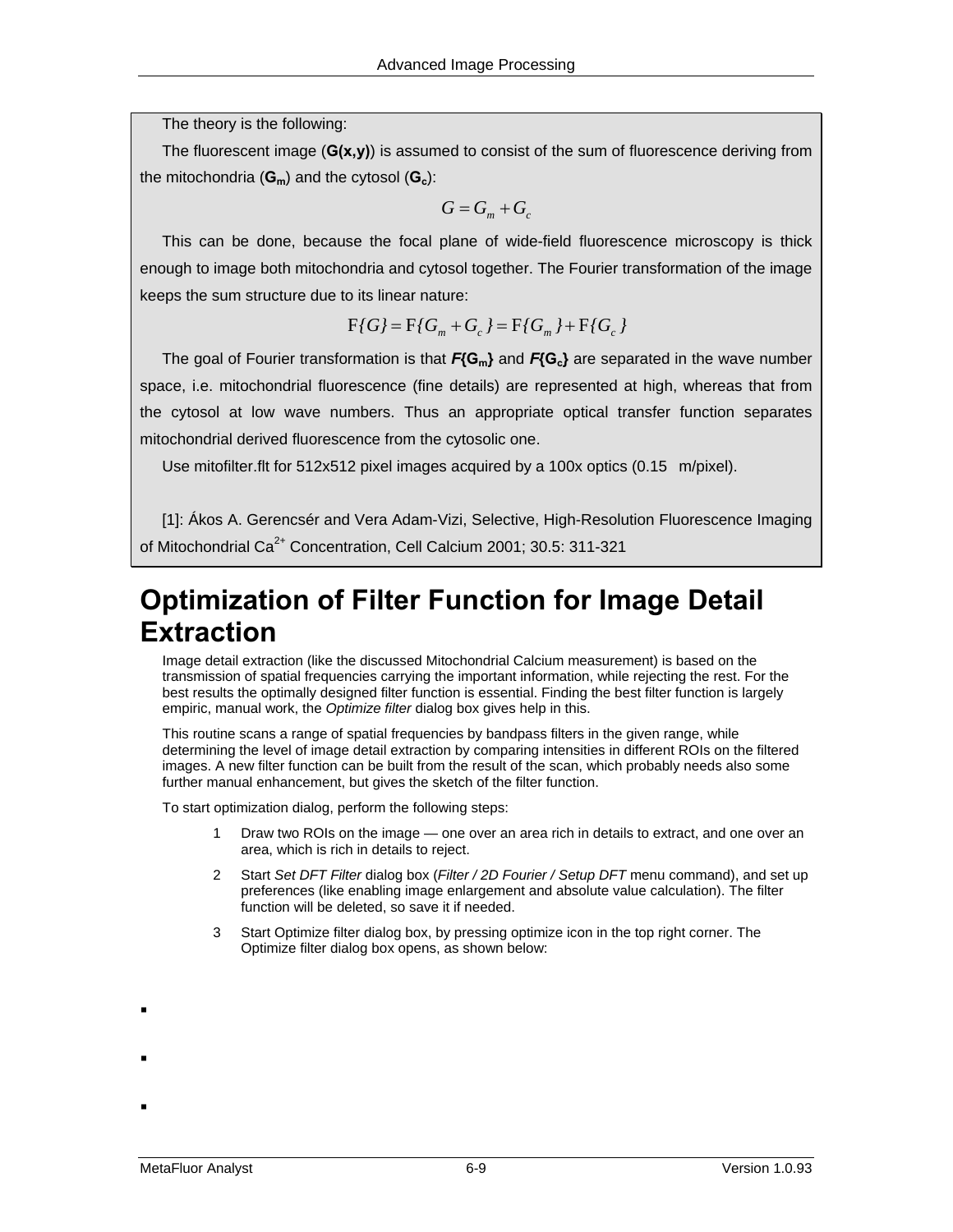The theory is the following:

The fluorescent image (**G(x,y)**) is assumed to consist of the sum of fluorescence deriving from the mitochondria (**$G_m$**) and the cytosol (**$G_c$**):

$$G = G_m + G_c$$

This can be done, because the focal plane of wide-field fluorescence microscopy is thick enough to image both mitochondria and cytosol together. The Fourier transformation of the image keeps the sum structure due to its linear nature:

$$\mathrm{F}\{G\} = \mathrm{F}\{G_m + G_c\} = \mathrm{F}\{G_m\} + \mathrm{F}\{G_c\}$$

The goal of Fourier transformation is that ***F*{$G_m$}** and ***F*{$G_c$}** are separated in the wave number space, i.e. mitochondrial fluorescence (fine details) are represented at high, whereas that from the cytosol at low wave numbers. Thus an appropriate optical transfer function separates mitochondrial derived fluorescence from the cytosolic one.

Use mitofilter.flt for 512x512 pixel images acquired by a 100x optics (0.15 m/pixel).

[1]: Ákos A. Gerencsér and Vera Adam-Vizi, Selective, High-Resolution Fluorescence Imaging of Mitochondrial $Ca^{2+}$ Concentration, Cell Calcium 2001; 30.5: 311-321

# Optimization of Filter Function for Image Detail Extraction

Image detail extraction (like the discussed Mitochondrial Calcium measurement) is based on the transmission of spatial frequencies carrying the important information, while rejecting the rest. For the best results the optimally designed filter function is essential. Finding the best filter function is largely empiric, manual work, the *Optimize filter* dialog box gives help in this.

This routine scans a range of spatial frequencies by bandpass filters in the given range, while determining the level of image detail extraction by comparing intensities in different ROIs on the filtered images. A new filter function can be built from the result of the scan, which probably needs also some further manual enhancement, but gives the sketch of the filter function.

To start optimization dialog, perform the following steps:

1. Draw two ROIs on the image — one over an area rich in details to extract, and one over an area, which is rich in details to reject.
2. Start *Set DFT Filter* dialog box (*Filter / 2D Fourier / Setup DFT* menu command), and set up preferences (like enabling image enlargement and absolute value calculation). The filter function will be deleted, so save it if needed.
3. Start Optimize filter dialog box, by pressing optimize icon in the top right corner. The Optimize filter dialog box opens, as shown below: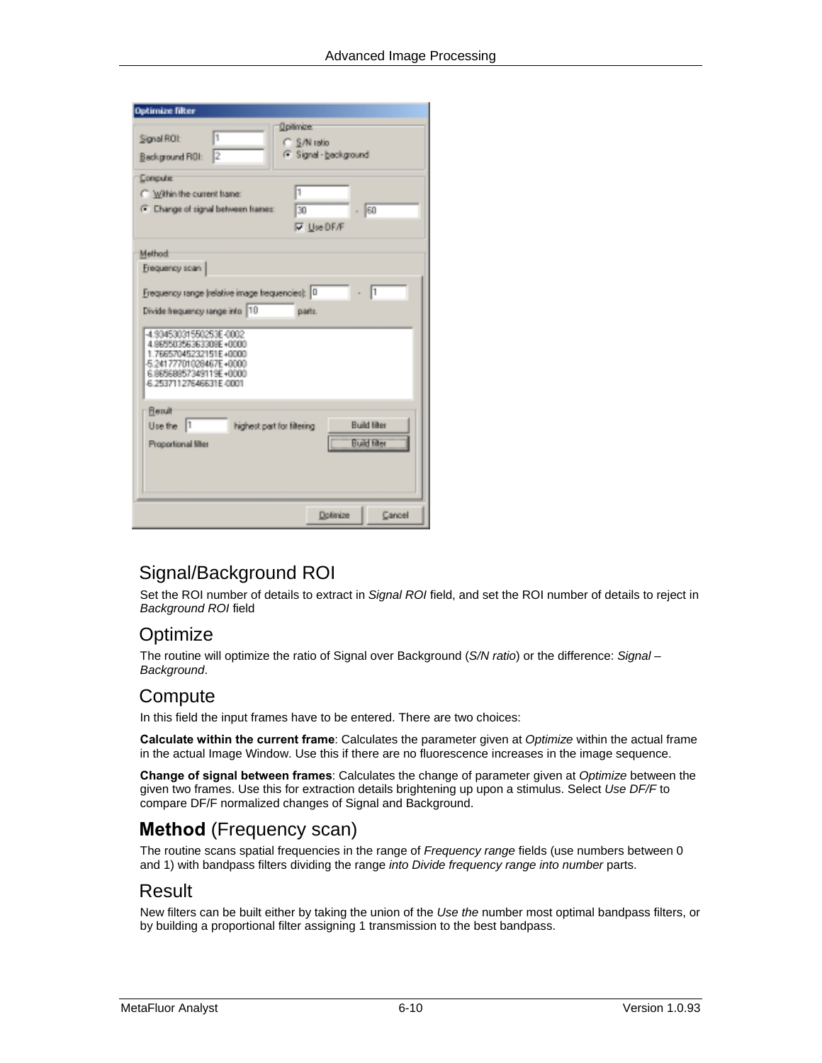## Signal/Background ROI

Set the ROI number of details to extract in *Signal ROI* field, and set the ROI number of details to reject in *Background ROI* field

## Optimize

The routine will optimize the ratio of Signal over Background (*S/N ratio*) or the difference: *Signal – Background*.

## Compute

In this field the input frames have to be entered. There are two choices:

**Calculate within the current frame**: Calculates the parameter given at *Optimize* within the actual frame in the actual Image Window. Use this if there are no fluorescence increases in the image sequence.

**Change of signal between frames**: Calculates the change of parameter given at *Optimize* between the given two frames. Use this for extraction details brightening up upon a stimulus. Select *Use DF/F* to compare DF/F normalized changes of Signal and Background.

## **Method** (Frequency scan)

The routine scans spatial frequencies in the range of *Frequency range* fields (use numbers between 0 and 1) with bandpass filters dividing the range *into Divide frequency range into number* parts.

## Result

New filters can be built either by taking the union of the *Use the* number most optimal bandpass filters, or by building a proportional filter assigning 1 transmission to the best bandpass.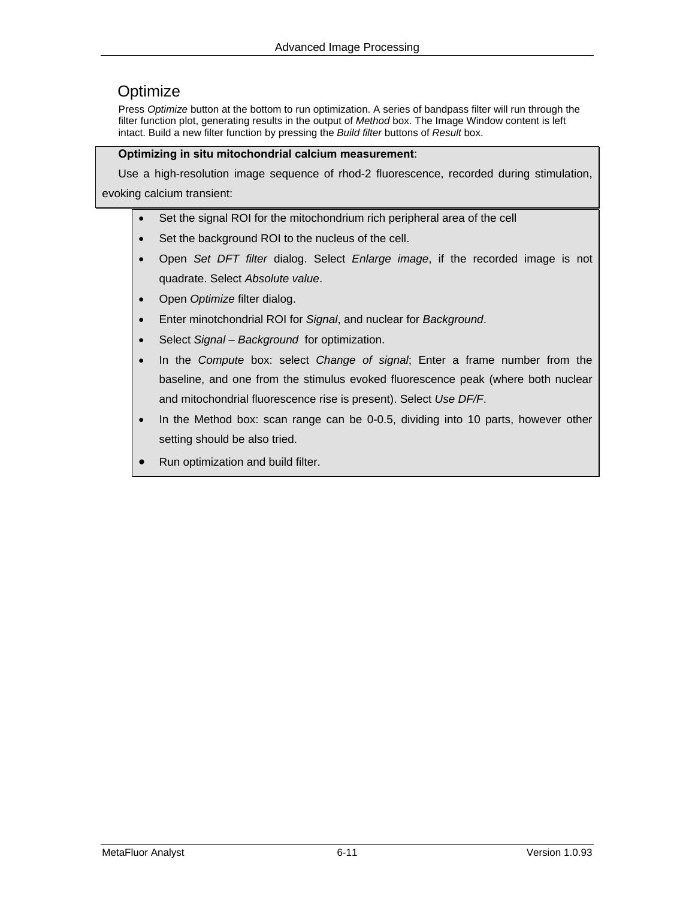## Optimize

Press *Optimize* button at the bottom to run optimization. A series of bandpass filter will run through the filter function plot, generating results in the output of *Method* box. The Image Window content is left intact. Build a new filter function by pressing the *Build filter* buttons of *Result* box.

**Optimizing in situ mitochondrial calcium measurement**:

Use a high-resolution image sequence of rhod-2 fluorescence, recorded during stimulation, evoking calcium transient:

- Set the signal ROI for the mitochondrium rich peripheral area of the cell
- Set the background ROI to the nucleus of the cell.
- Open *Set DFT filter* dialog. Select *Enlarge image*, if the recorded image is not quadrate. Select *Absolute value*.
- Open *Optimize* filter dialog.
- Enter minotchondrial ROI for *Signal*, and nuclear for *Background*.
- Select *Signal – Background* for optimization.
- In the *Compute* box: select *Change of signal*; Enter a frame number from the baseline, and one from the stimulus evoked fluorescence peak (where both nuclear and mitochondrial fluorescence rise is present). Select *Use DF/F*.
- In the Method box: scan range can be 0-0.5, dividing into 10 parts, however other setting should be also tried.
- Run optimization and build filter.